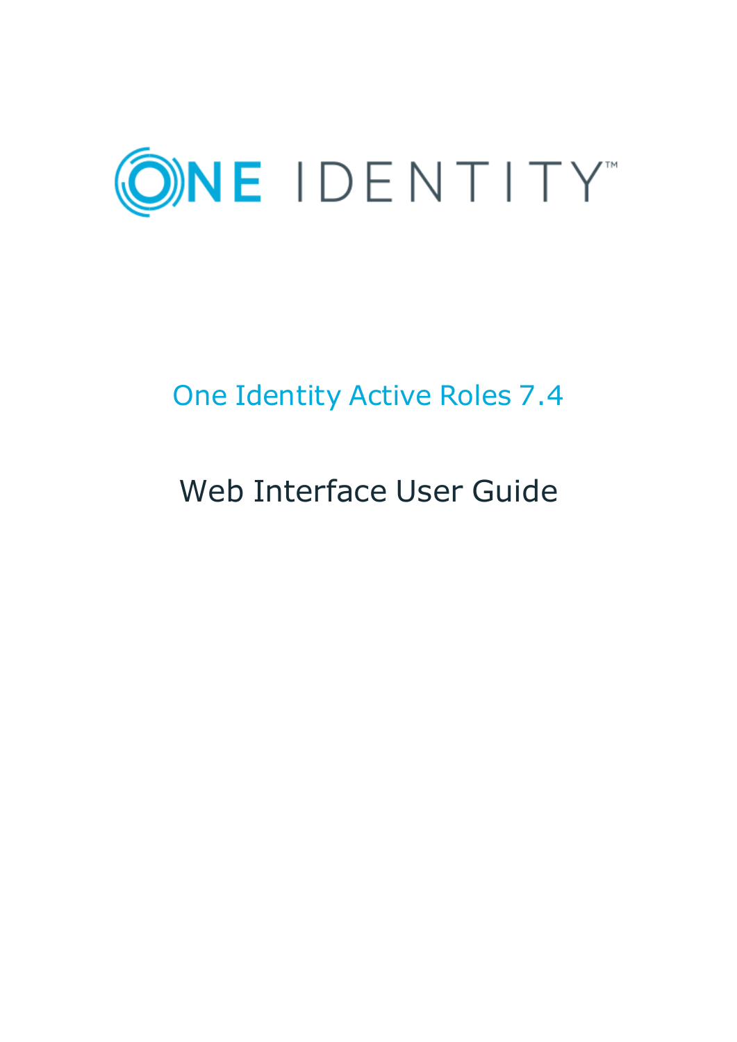ONE IDENTITY™

# One Identity Active Roles 7.4

## Web Interface User Guide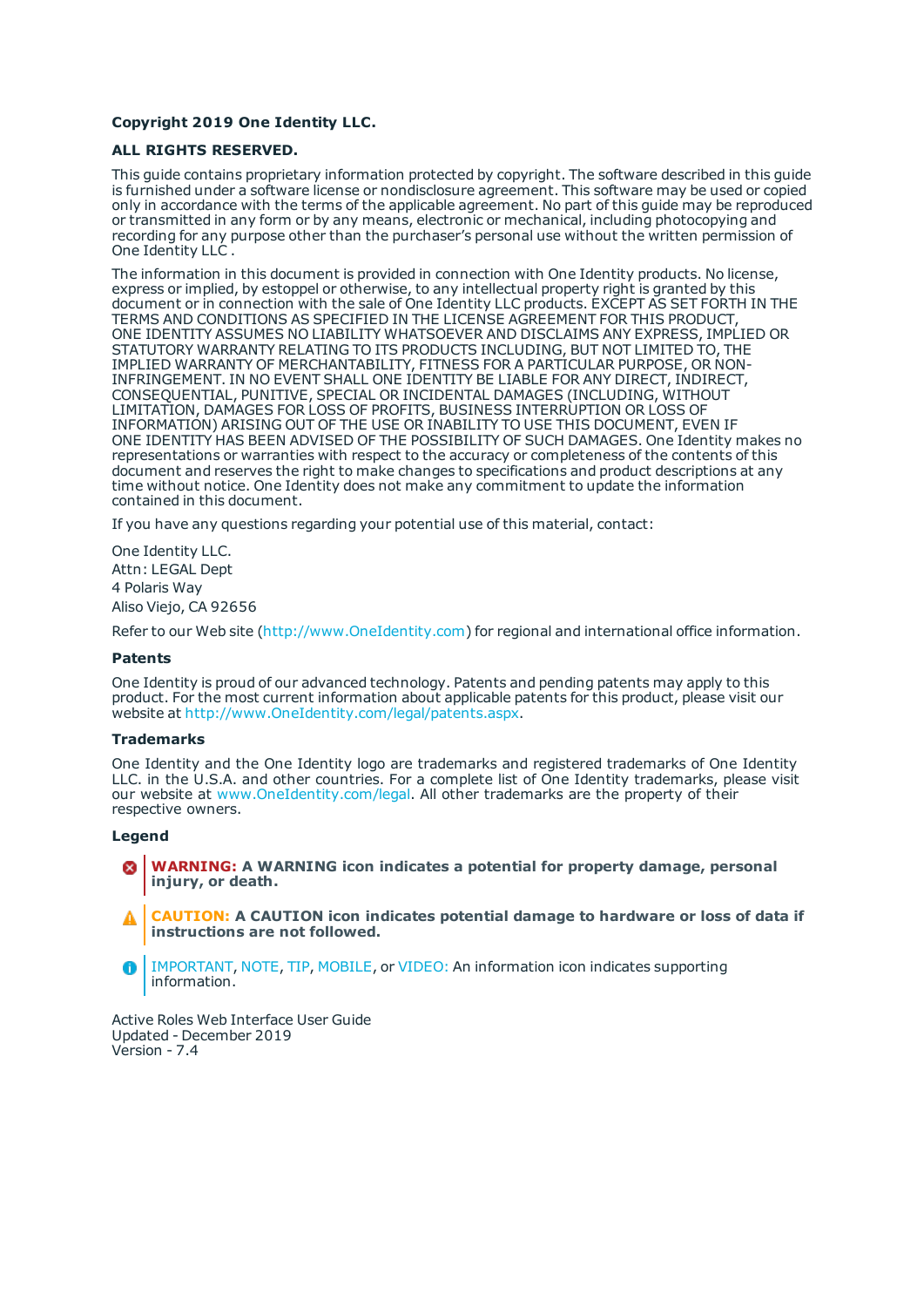**Copyright 2019 One Identity LLC.**

**ALL RIGHTS RESERVED.**

This guide contains proprietary information protected by copyright. The software described in this guide is furnished under a software license or nondisclosure agreement. This software may be used or copied only in accordance with the terms of the applicable agreement. No part of this guide may be reproduced or transmitted in any form or by any means, electronic or mechanical, including photocopying and recording for any purpose other than the purchaser's personal use without the written permission of One Identity LLC .

The information in this document is provided in connection with One Identity products. No license, express or implied, by estoppel or otherwise, to any intellectual property right is granted by this document or in connection with the sale of One Identity LLC products. EXCEPT AS SET FORTH IN THE TERMS AND CONDITIONS AS SPECIFIED IN THE LICENSE AGREEMENT FOR THIS PRODUCT, ONE IDENTITY ASSUMES NO LIABILITY WHATSOEVER AND DISCLAIMS ANY EXPRESS, IMPLIED OR STATUTORY WARRANTY RELATING TO ITS PRODUCTS INCLUDING, BUT NOT LIMITED TO, THE IMPLIED WARRANTY OF MERCHANTABILITY, FITNESS FOR A PARTICULAR PURPOSE, OR NON-INFRINGEMENT. IN NO EVENT SHALL ONE IDENTITY BE LIABLE FOR ANY DIRECT, INDIRECT, CONSEQUENTIAL, PUNITIVE, SPECIAL OR INCIDENTAL DAMAGES (INCLUDING, WITHOUT LIMITATION, DAMAGES FOR LOSS OF PROFITS, BUSINESS INTERRUPTION OR LOSS OF INFORMATION) ARISING OUT OF THE USE OR INABILITY TO USE THIS DOCUMENT, EVEN IF ONE IDENTITY HAS BEEN ADVISED OF THE POSSIBILITY OF SUCH DAMAGES. One Identity makes no representations or warranties with respect to the accuracy or completeness of the contents of this document and reserves the right to make changes to specifications and product descriptions at any time without notice. One Identity does not make any commitment to update the information contained in this document.

If you have any questions regarding your potential use of this material, contact:

One Identity LLC.  
Attn: LEGAL Dept  
4 Polaris Way  
Aliso Viejo, CA 92656

Refer to our Web site (http://www.OneIdentity.com) for regional and international office information.

**Patents**

One Identity is proud of our advanced technology. Patents and pending patents may apply to this product. For the most current information about applicable patents for this product, please visit our website at http://www.OneIdentity.com/legal/patents.aspx.

**Trademarks**

One Identity and the One Identity logo are trademarks and registered trademarks of One Identity LLC. in the U.S.A. and other countries. For a complete list of One Identity trademarks, please visit our website at www.OneIdentity.com/legal. All other trademarks are the property of their respective owners.

**Legend**

**WARNING: A WARNING icon indicates a potential for property damage, personal injury, or death.**

**CAUTION: A CAUTION icon indicates potential damage to hardware or loss of data if instructions are not followed.**

IMPORTANT, NOTE, TIP, MOBILE, or VIDEO: An information icon indicates supporting information.

Active Roles Web Interface User Guide  
Updated - December 2019  
Version - 7.4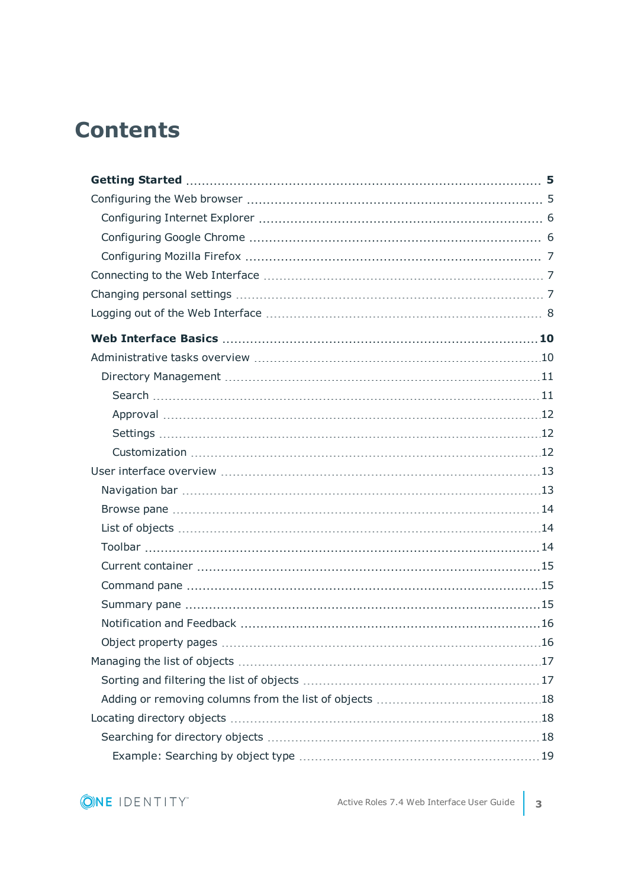# Contents

**Getting Started** .......... **5**

Configuring the Web browser .......... 5

- Configuring Internet Explorer .......... 6
- Configuring Google Chrome .......... 6
- Configuring Mozilla Firefox .......... 7

Connecting to the Web Interface .......... 7

Changing personal settings .......... 7

Logging out of the Web Interface .......... 8

**Web Interface Basics** .......... **10**

Administrative tasks overview .......... 10

- Directory Management .......... 11
  - Search .......... 11
  - Approval .......... 12
  - Settings .......... 12
  - Customization .......... 12

User interface overview .......... 13

- Navigation bar .......... 13
- Browse pane .......... 14
- List of objects .......... 14
- Toolbar .......... 14
- Current container .......... 15
- Command pane .......... 15
- Summary pane .......... 15
- Notification and Feedback .......... 16
- Object property pages .......... 16

Managing the list of objects .......... 17

- Sorting and filtering the list of objects .......... 17
- Adding or removing columns from the list of objects .......... 18

Locating directory objects .......... 18

- Searching for directory objects .......... 18
  - Example: Searching by object type .......... 19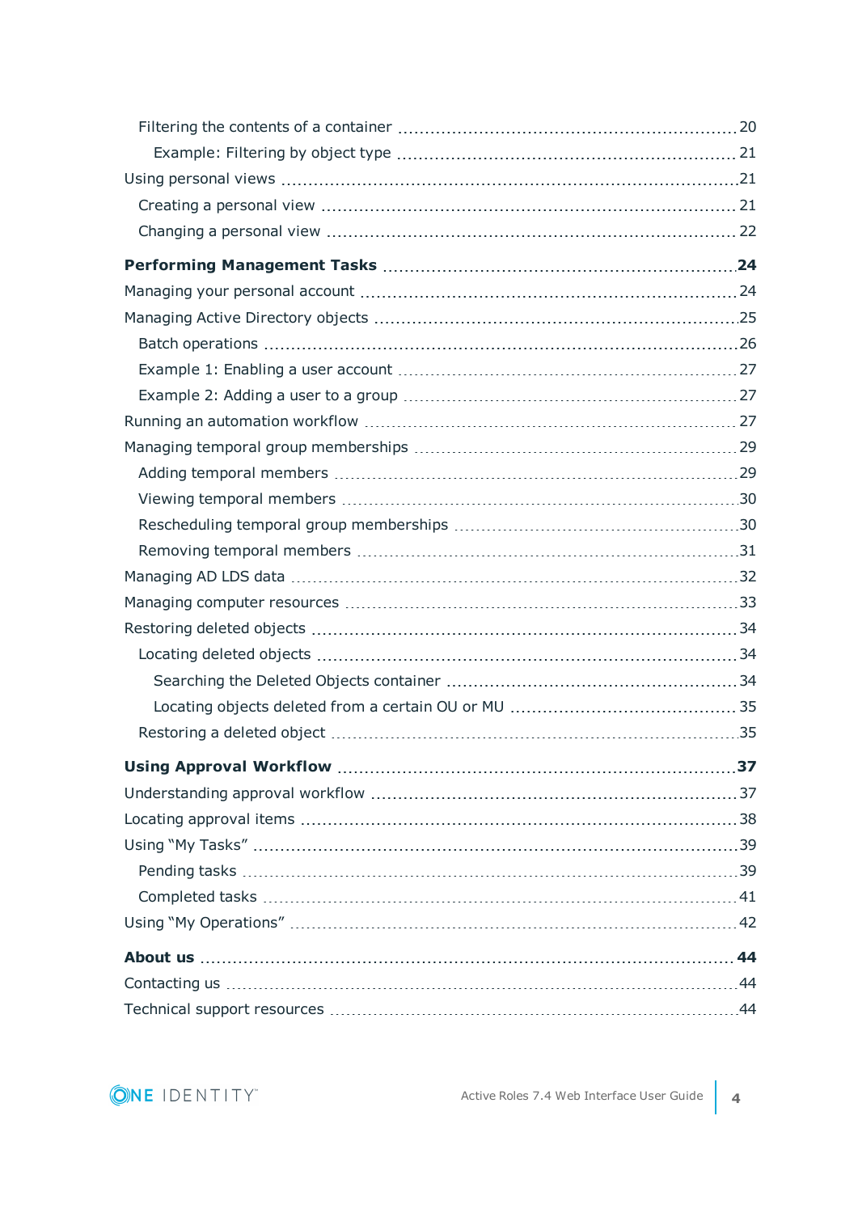- Filtering the contents of a container ... 20
  - Example: Filtering by object type ... 21
- Using personal views ... 21
  - Creating a personal view ... 21
  - Changing a personal view ... 22

**Performing Management Tasks ... 24**

- Managing your personal account ... 24
- Managing Active Directory objects ... 25
  - Batch operations ... 26
  - Example 1: Enabling a user account ... 27
  - Example 2: Adding a user to a group ... 27
- Running an automation workflow ... 27
- Managing temporal group memberships ... 29
  - Adding temporal members ... 29
  - Viewing temporal members ... 30
  - Rescheduling temporal group memberships ... 30
  - Removing temporal members ... 31
- Managing AD LDS data ... 32
- Managing computer resources ... 33
- Restoring deleted objects ... 34
  - Locating deleted objects ... 34
    - Searching the Deleted Objects container ... 34
    - Locating objects deleted from a certain OU or MU ... 35
  - Restoring a deleted object ... 35

**Using Approval Workflow ... 37**

- Understanding approval workflow ... 37
- Locating approval items ... 38
- Using "My Tasks" ... 39
  - Pending tasks ... 39
  - Completed tasks ... 41
- Using "My Operations" ... 42

**About us ... 44**

- Contacting us ... 44
- Technical support resources ... 44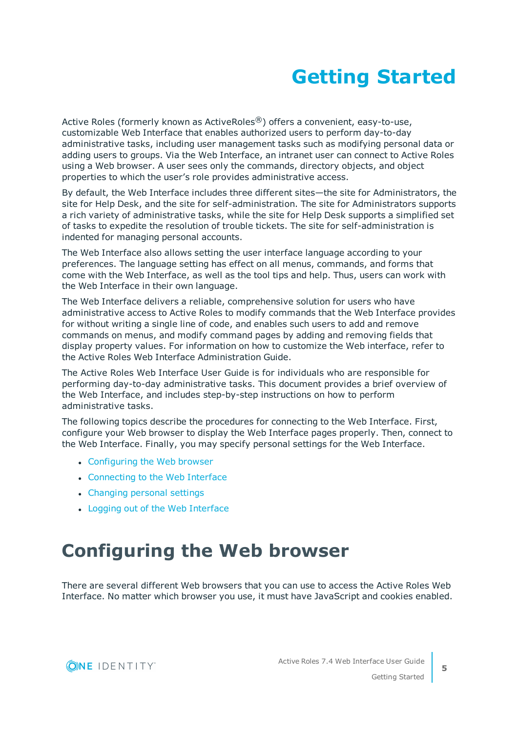# Getting Started

Active Roles (formerly known as ActiveRoles®) offers a convenient, easy-to-use, customizable Web Interface that enables authorized users to perform day-to-day administrative tasks, including user management tasks such as modifying personal data or adding users to groups. Via the Web Interface, an intranet user can connect to Active Roles using a Web browser. A user sees only the commands, directory objects, and object properties to which the user's role provides administrative access.

By default, the Web Interface includes three different sites—the site for Administrators, the site for Help Desk, and the site for self-administration. The site for Administrators supports a rich variety of administrative tasks, while the site for Help Desk supports a simplified set of tasks to expedite the resolution of trouble tickets. The site for self-administration is indented for managing personal accounts.

The Web Interface also allows setting the user interface language according to your preferences. The language setting has effect on all menus, commands, and forms that come with the Web Interface, as well as the tool tips and help. Thus, users can work with the Web Interface in their own language.

The Web Interface delivers a reliable, comprehensive solution for users who have administrative access to Active Roles to modify commands that the Web Interface provides for without writing a single line of code, and enables such users to add and remove commands on menus, and modify command pages by adding and removing fields that display property values. For information on how to customize the Web interface, refer to the Active Roles Web Interface Administration Guide.

The Active Roles Web Interface User Guide is for individuals who are responsible for performing day-to-day administrative tasks. This document provides a brief overview of the Web Interface, and includes step-by-step instructions on how to perform administrative tasks.

The following topics describe the procedures for connecting to the Web Interface. First, configure your Web browser to display the Web Interface pages properly. Then, connect to the Web Interface. Finally, you may specify personal settings for the Web Interface.

- Configuring the Web browser
- Connecting to the Web Interface
- Changing personal settings
- Logging out of the Web Interface

## Configuring the Web browser

There are several different Web browsers that you can use to access the Active Roles Web Interface. No matter which browser you use, it must have JavaScript and cookies enabled.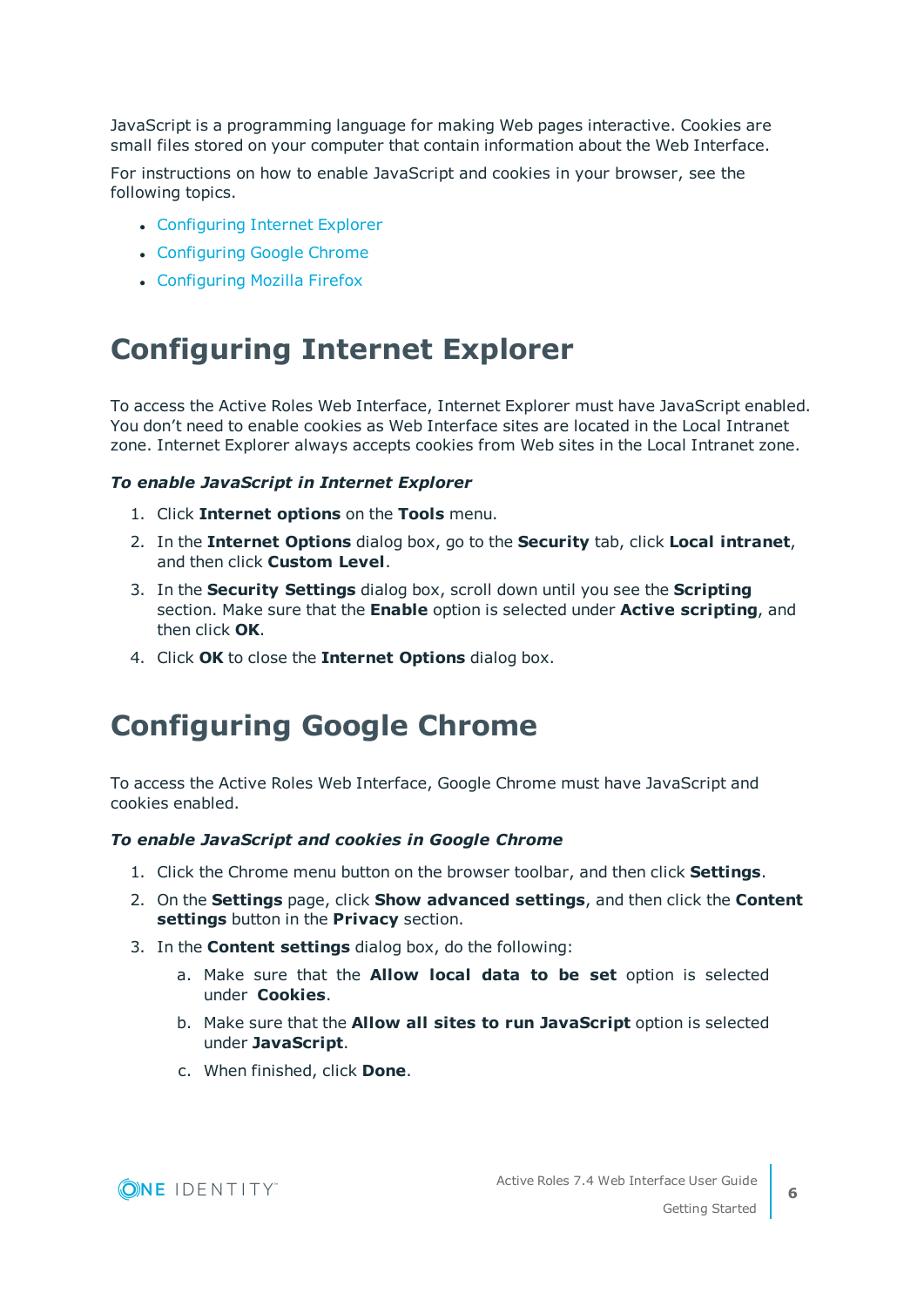JavaScript is a programming language for making Web pages interactive. Cookies are small files stored on your computer that contain information about the Web Interface.

For instructions on how to enable JavaScript and cookies in your browser, see the following topics.

- Configuring Internet Explorer
- Configuring Google Chrome
- Configuring Mozilla Firefox

# Configuring Internet Explorer

To access the Active Roles Web Interface, Internet Explorer must have JavaScript enabled. You don't need to enable cookies as Web Interface sites are located in the Local Intranet zone. Internet Explorer always accepts cookies from Web sites in the Local Intranet zone.

***To enable JavaScript in Internet Explorer***

1. Click **Internet options** on the **Tools** menu.
2. In the **Internet Options** dialog box, go to the **Security** tab, click **Local intranet**, and then click **Custom Level**.
3. In the **Security Settings** dialog box, scroll down until you see the **Scripting** section. Make sure that the **Enable** option is selected under **Active scripting**, and then click **OK**.
4. Click **OK** to close the **Internet Options** dialog box.

# Configuring Google Chrome

To access the Active Roles Web Interface, Google Chrome must have JavaScript and cookies enabled.

***To enable JavaScript and cookies in Google Chrome***

1. Click the Chrome menu button on the browser toolbar, and then click **Settings**.
2. On the **Settings** page, click **Show advanced settings**, and then click the **Content settings** button in the **Privacy** section.
3. In the **Content settings** dialog box, do the following:
   a. Make sure that the **Allow local data to be set** option is selected under **Cookies**.
   b. Make sure that the **Allow all sites to run JavaScript** option is selected under **JavaScript**.
   c. When finished, click **Done**.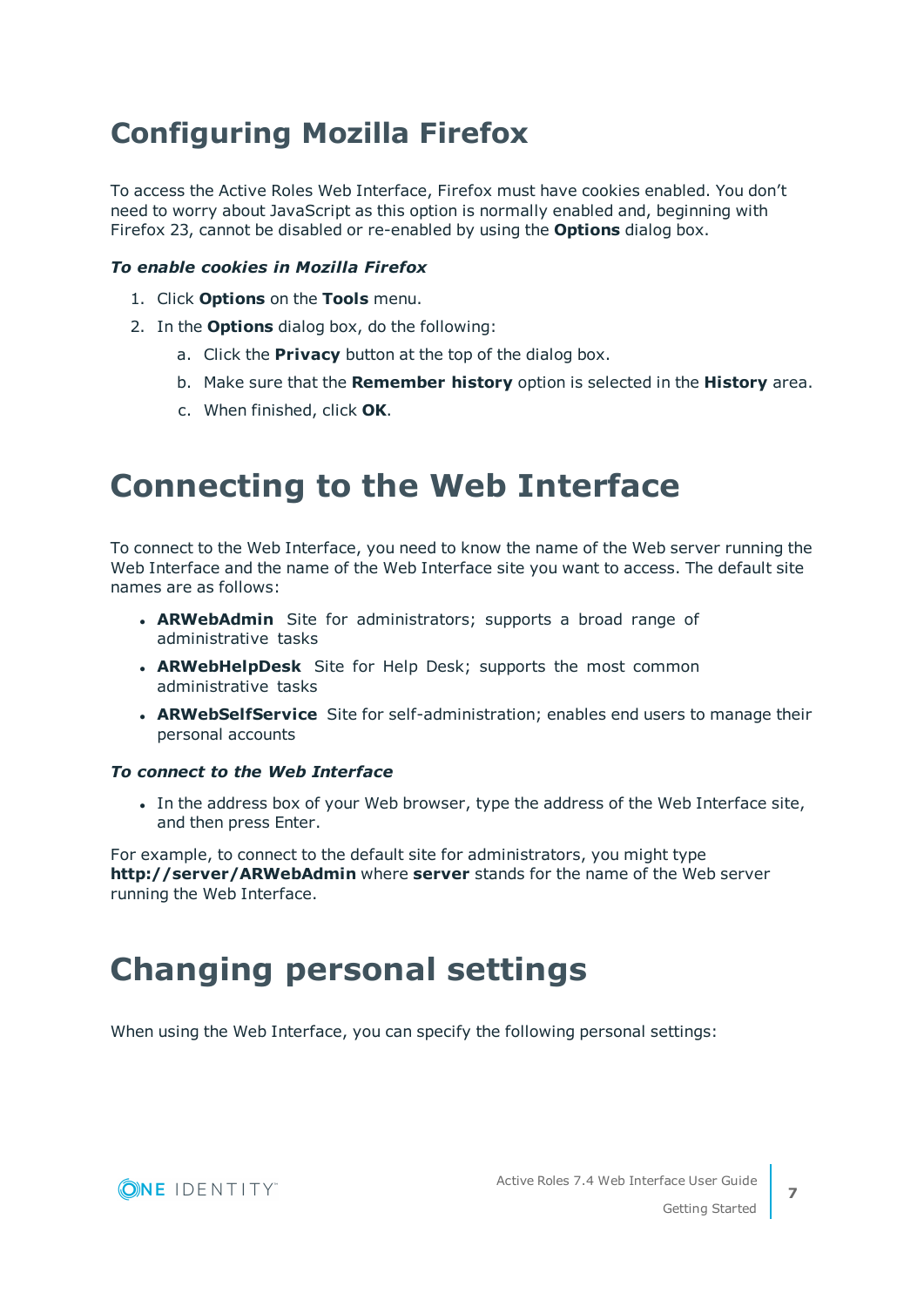# Configuring Mozilla Firefox

To access the Active Roles Web Interface, Firefox must have cookies enabled. You don't need to worry about JavaScript as this option is normally enabled and, beginning with Firefox 23, cannot be disabled or re-enabled by using the **Options** dialog box.

***To enable cookies in Mozilla Firefox***

1. Click **Options** on the **Tools** menu.
2. In the **Options** dialog box, do the following:
    a. Click the **Privacy** button at the top of the dialog box.
    b. Make sure that the **Remember history** option is selected in the **History** area.
    c. When finished, click **OK**.

# Connecting to the Web Interface

To connect to the Web Interface, you need to know the name of the Web server running the Web Interface and the name of the Web Interface site you want to access. The default site names are as follows:

- **ARWebAdmin** Site for administrators; supports a broad range of administrative tasks
- **ARWebHelpDesk** Site for Help Desk; supports the most common administrative tasks
- **ARWebSelfService** Site for self-administration; enables end users to manage their personal accounts

***To connect to the Web Interface***

- In the address box of your Web browser, type the address of the Web Interface site, and then press Enter.

For example, to connect to the default site for administrators, you might type **http://server/ARWebAdmin** where **server** stands for the name of the Web server running the Web Interface.

# Changing personal settings

When using the Web Interface, you can specify the following personal settings: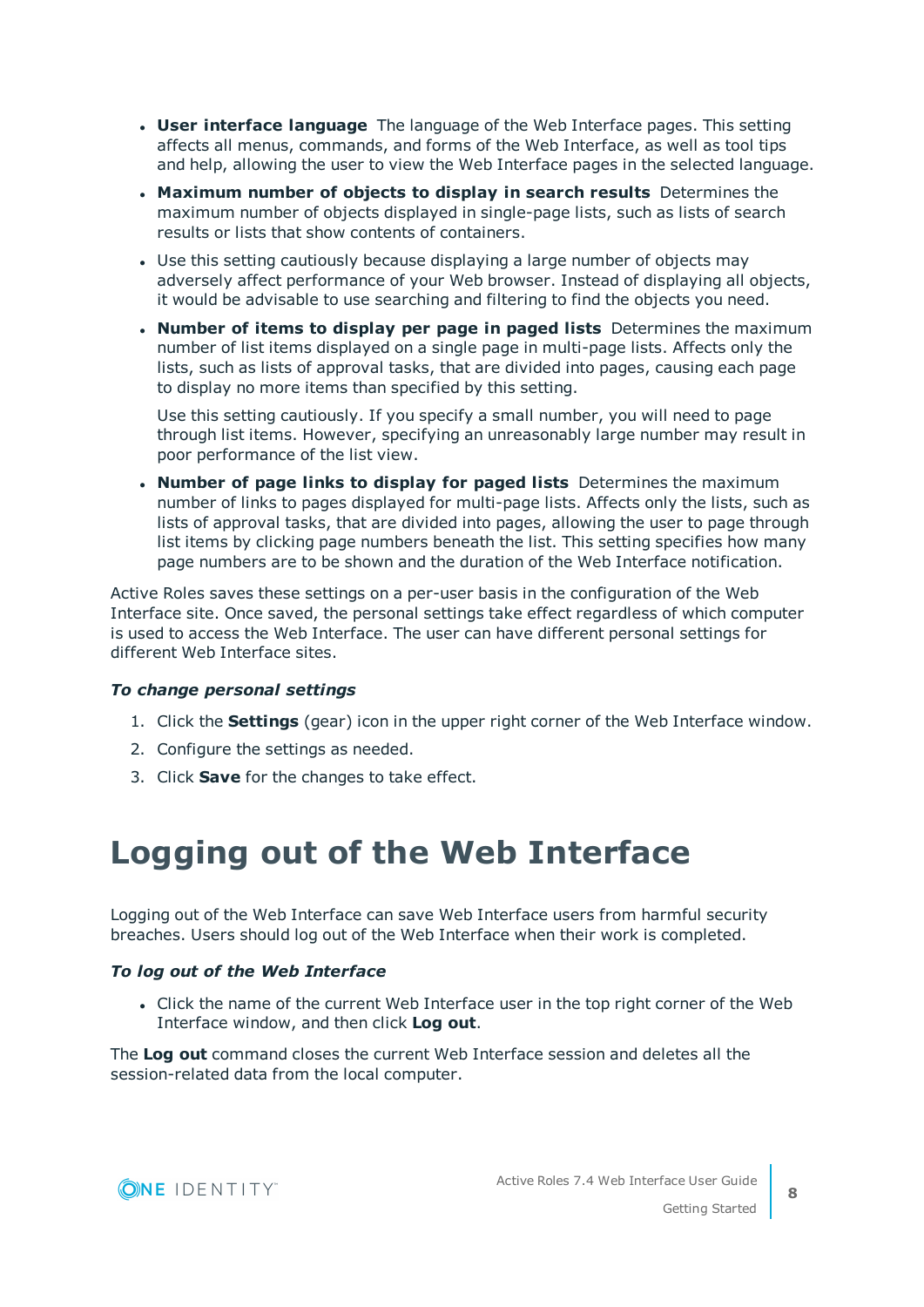- **User interface language** The language of the Web Interface pages. This setting affects all menus, commands, and forms of the Web Interface, as well as tool tips and help, allowing the user to view the Web Interface pages in the selected language.
- **Maximum number of objects to display in search results** Determines the maximum number of objects displayed in single-page lists, such as lists of search results or lists that show contents of containers.
- Use this setting cautiously because displaying a large number of objects may adversely affect performance of your Web browser. Instead of displaying all objects, it would be advisable to use searching and filtering to find the objects you need.
- **Number of items to display per page in paged lists** Determines the maximum number of list items displayed on a single page in multi-page lists. Affects only the lists, such as lists of approval tasks, that are divided into pages, causing each page to display no more items than specified by this setting.

  Use this setting cautiously. If you specify a small number, you will need to page through list items. However, specifying an unreasonably large number may result in poor performance of the list view.
- **Number of page links to display for paged lists** Determines the maximum number of links to pages displayed for multi-page lists. Affects only the lists, such as lists of approval tasks, that are divided into pages, allowing the user to page through list items by clicking page numbers beneath the list. This setting specifies how many page numbers are to be shown and the duration of the Web Interface notification.

Active Roles saves these settings on a per-user basis in the configuration of the Web Interface site. Once saved, the personal settings take effect regardless of which computer is used to access the Web Interface. The user can have different personal settings for different Web Interface sites.

***To change personal settings***

1. Click the **Settings** (gear) icon in the upper right corner of the Web Interface window.
2. Configure the settings as needed.
3. Click **Save** for the changes to take effect.

# Logging out of the Web Interface

Logging out of the Web Interface can save Web Interface users from harmful security breaches. Users should log out of the Web Interface when their work is completed.

***To log out of the Web Interface***

- Click the name of the current Web Interface user in the top right corner of the Web Interface window, and then click **Log out**.

The **Log out** command closes the current Web Interface session and deletes all the session-related data from the local computer.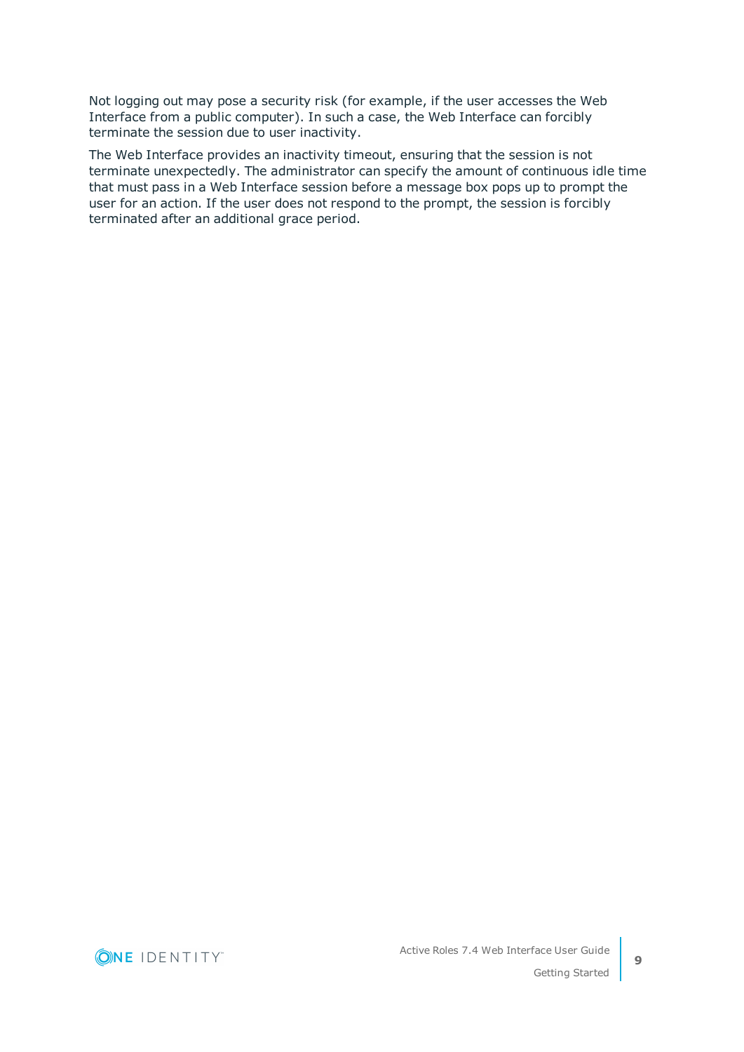Not logging out may pose a security risk (for example, if the user accesses the Web Interface from a public computer). In such a case, the Web Interface can forcibly terminate the session due to user inactivity.

The Web Interface provides an inactivity timeout, ensuring that the session is not terminate unexpectedly. The administrator can specify the amount of continuous idle time that must pass in a Web Interface session before a message box pops up to prompt the user for an action. If the user does not respond to the prompt, the session is forcibly terminated after an additional grace period.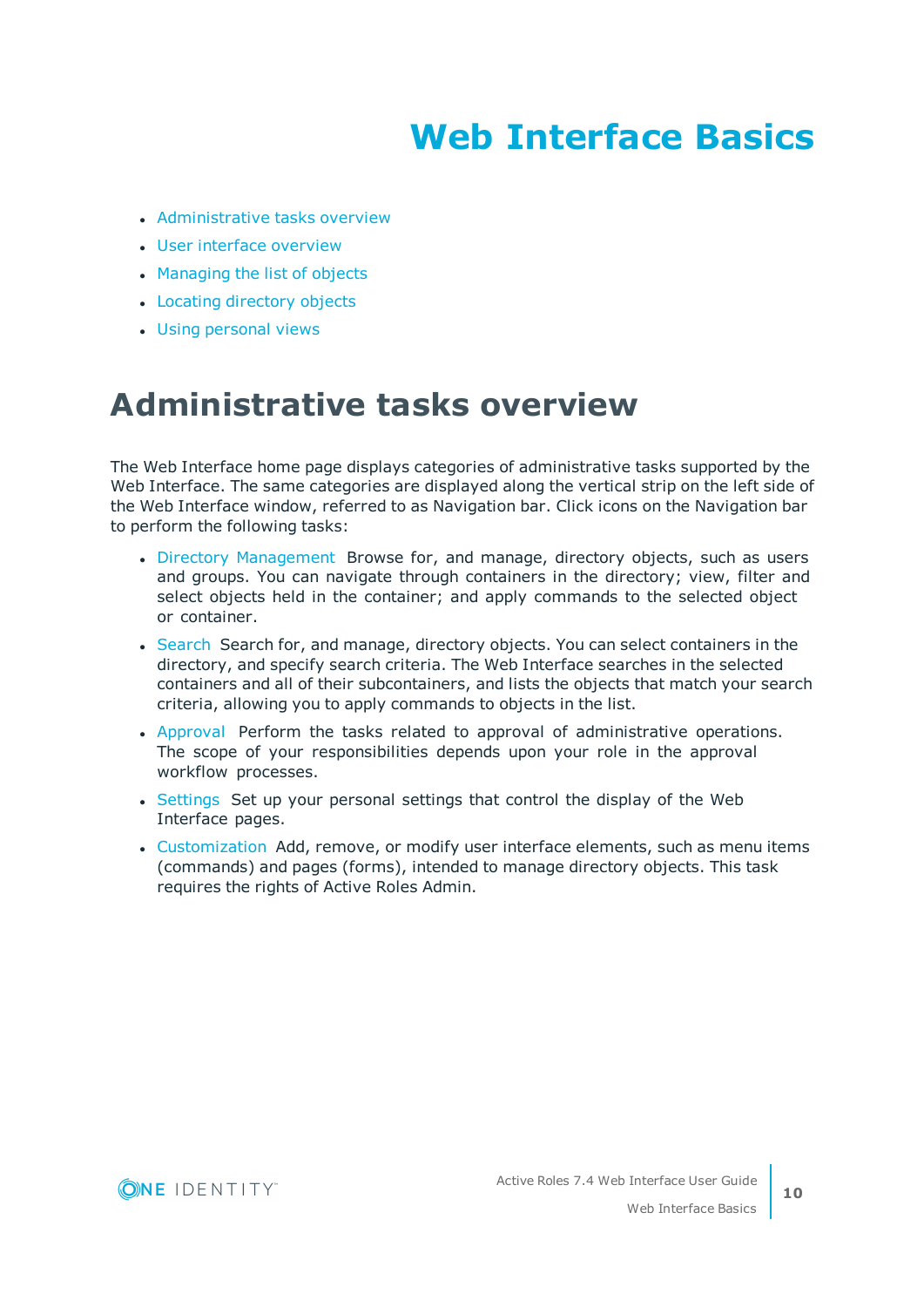# Web Interface Basics

- Administrative tasks overview
- User interface overview
- Managing the list of objects
- Locating directory objects
- Using personal views

## Administrative tasks overview

The Web Interface home page displays categories of administrative tasks supported by the Web Interface. The same categories are displayed along the vertical strip on the left side of the Web Interface window, referred to as Navigation bar. Click icons on the Navigation bar to perform the following tasks:

- Directory Management Browse for, and manage, directory objects, such as users and groups. You can navigate through containers in the directory; view, filter and select objects held in the container; and apply commands to the selected object or container.
- Search Search for, and manage, directory objects. You can select containers in the directory, and specify search criteria. The Web Interface searches in the selected containers and all of their subcontainers, and lists the objects that match your search criteria, allowing you to apply commands to objects in the list.
- Approval Perform the tasks related to approval of administrative operations. The scope of your responsibilities depends upon your role in the approval workflow processes.
- Settings Set up your personal settings that control the display of the Web Interface pages.
- Customization Add, remove, or modify user interface elements, such as menu items (commands) and pages (forms), intended to manage directory objects. This task requires the rights of Active Roles Admin.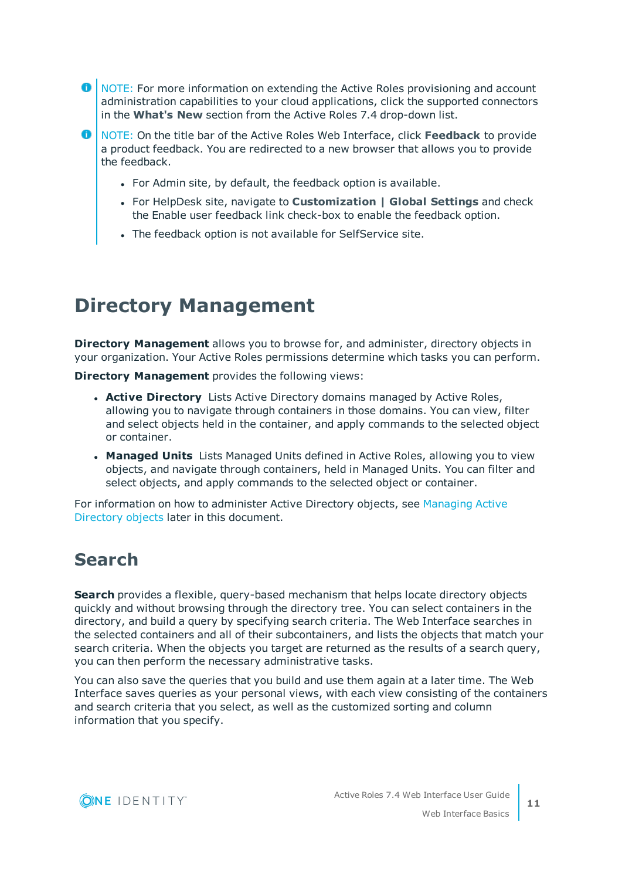NOTE: For more information on extending the Active Roles provisioning and account administration capabilities to your cloud applications, click the supported connectors in the **What's New** section from the Active Roles 7.4 drop-down list.

NOTE: On the title bar of the Active Roles Web Interface, click **Feedback** to provide a product feedback. You are redirected to a new browser that allows you to provide the feedback.

- For Admin site, by default, the feedback option is available.
- For HelpDesk site, navigate to **Customization | Global Settings** and check the Enable user feedback link check-box to enable the feedback option.
- The feedback option is not available for SelfService site.

# Directory Management

**Directory Management** allows you to browse for, and administer, directory objects in your organization. Your Active Roles permissions determine which tasks you can perform.

**Directory Management** provides the following views:

- **Active Directory** Lists Active Directory domains managed by Active Roles, allowing you to navigate through containers in those domains. You can view, filter and select objects held in the container, and apply commands to the selected object or container.
- **Managed Units** Lists Managed Units defined in Active Roles, allowing you to view objects, and navigate through containers, held in Managed Units. You can filter and select objects, and apply commands to the selected object or container.

For information on how to administer Active Directory objects, see Managing Active Directory objects later in this document.

## Search

**Search** provides a flexible, query-based mechanism that helps locate directory objects quickly and without browsing through the directory tree. You can select containers in the directory, and build a query by specifying search criteria. The Web Interface searches in the selected containers and all of their subcontainers, and lists the objects that match your search criteria. When the objects you target are returned as the results of a search query, you can then perform the necessary administrative tasks.

You can also save the queries that you build and use them again at a later time. The Web Interface saves queries as your personal views, with each view consisting of the containers and search criteria that you select, as well as the customized sorting and column information that you specify.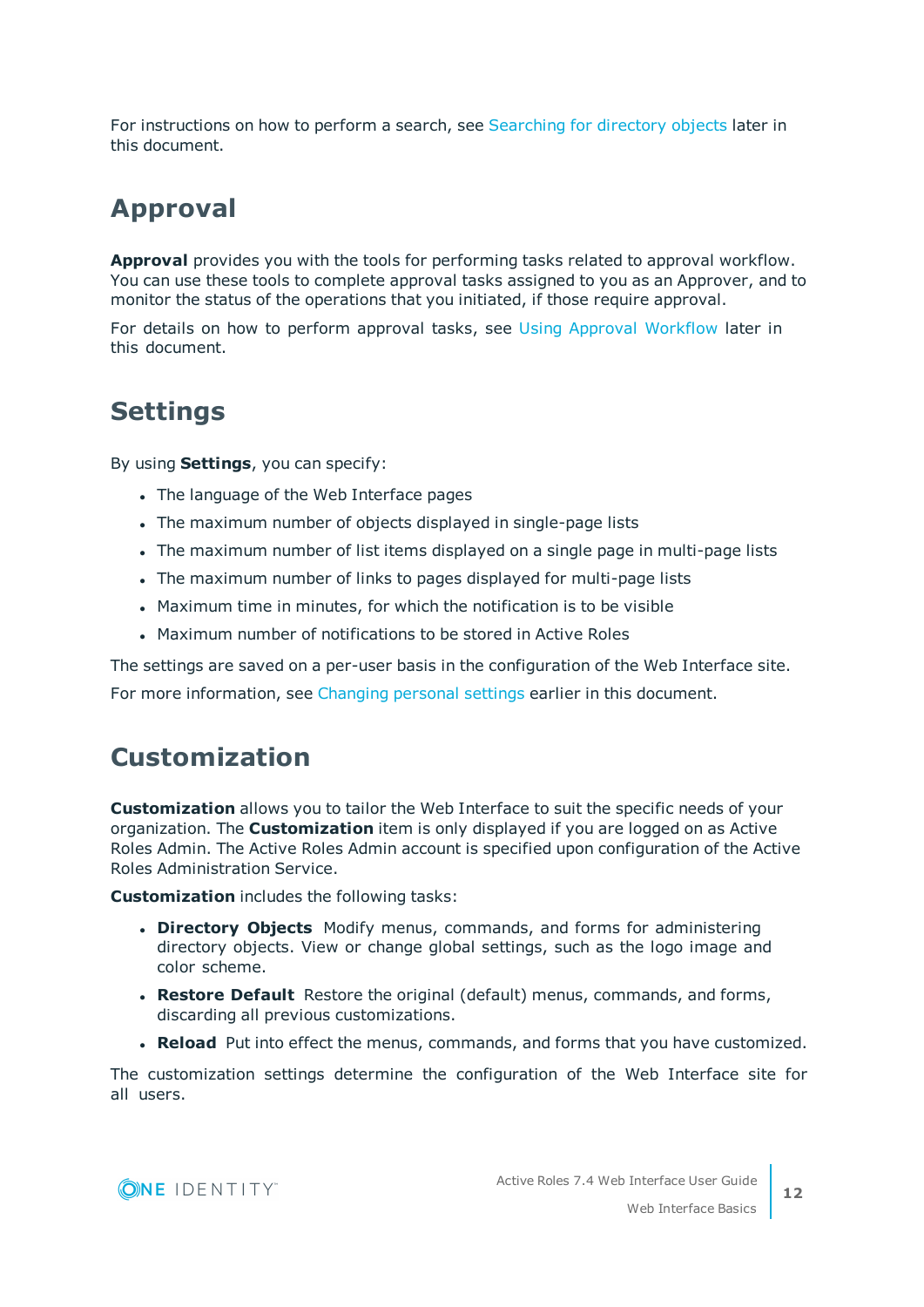For instructions on how to perform a search, see Searching for directory objects later in this document.

## Approval

**Approval** provides you with the tools for performing tasks related to approval workflow. You can use these tools to complete approval tasks assigned to you as an Approver, and to monitor the status of the operations that you initiated, if those require approval.

For details on how to perform approval tasks, see Using Approval Workflow later in this document.

## Settings

By using **Settings**, you can specify:

- The language of the Web Interface pages
- The maximum number of objects displayed in single-page lists
- The maximum number of list items displayed on a single page in multi-page lists
- The maximum number of links to pages displayed for multi-page lists
- Maximum time in minutes, for which the notification is to be visible
- Maximum number of notifications to be stored in Active Roles

The settings are saved on a per-user basis in the configuration of the Web Interface site.

For more information, see Changing personal settings earlier in this document.

## Customization

**Customization** allows you to tailor the Web Interface to suit the specific needs of your organization. The **Customization** item is only displayed if you are logged on as Active Roles Admin. The Active Roles Admin account is specified upon configuration of the Active Roles Administration Service.

**Customization** includes the following tasks:

- **Directory Objects** Modify menus, commands, and forms for administering directory objects. View or change global settings, such as the logo image and color scheme.
- **Restore Default** Restore the original (default) menus, commands, and forms, discarding all previous customizations.
- **Reload** Put into effect the menus, commands, and forms that you have customized.

The customization settings determine the configuration of the Web Interface site for all users.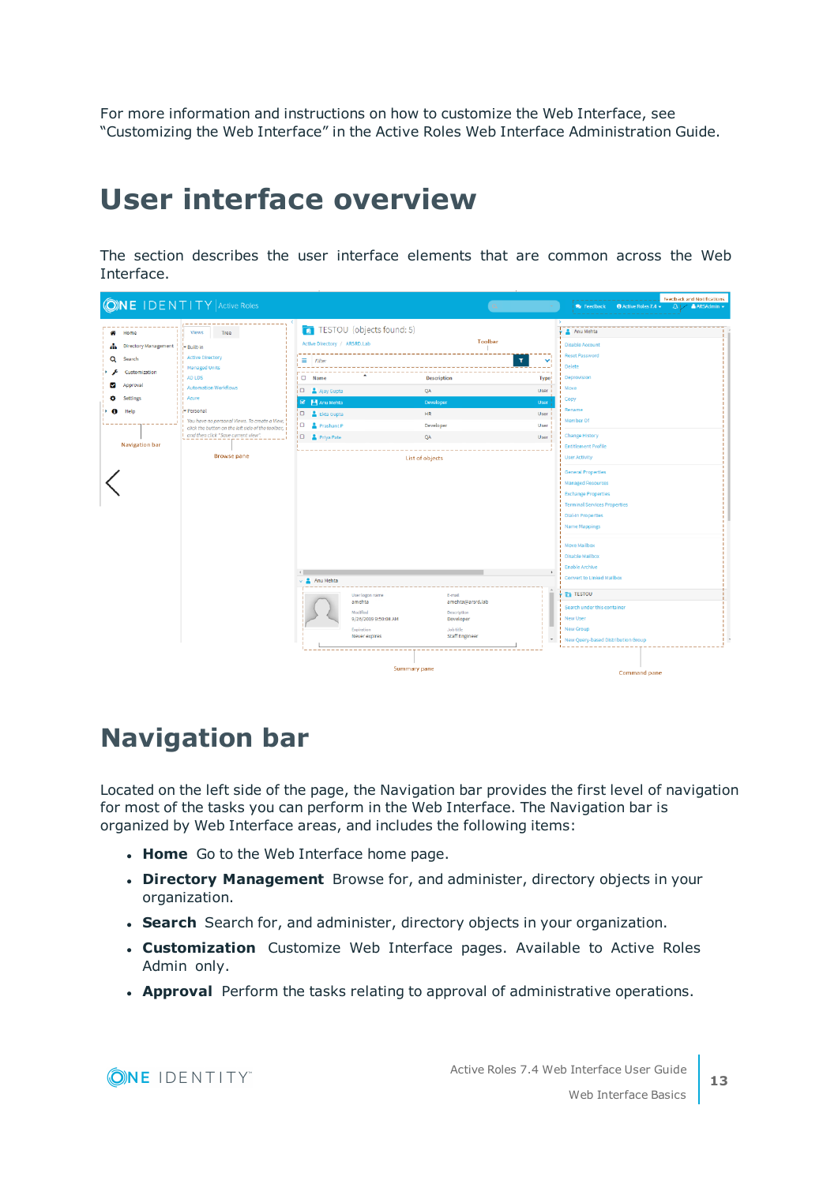For more information and instructions on how to customize the Web Interface, see “Customizing the Web Interface” in the Active Roles Web Interface Administration Guide.

# User interface overview

The section describes the user interface elements that are common across the Web Interface.

# Navigation bar

Located on the left side of the page, the Navigation bar provides the first level of navigation for most of the tasks you can perform in the Web Interface. The Navigation bar is organized by Web Interface areas, and includes the following items:

- **Home** Go to the Web Interface home page.
- **Directory Management** Browse for, and administer, directory objects in your organization.
- **Search** Search for, and administer, directory objects in your organization.
- **Customization** Customize Web Interface pages. Available to Active Roles Admin only.
- **Approval** Perform the tasks relating to approval of administrative operations.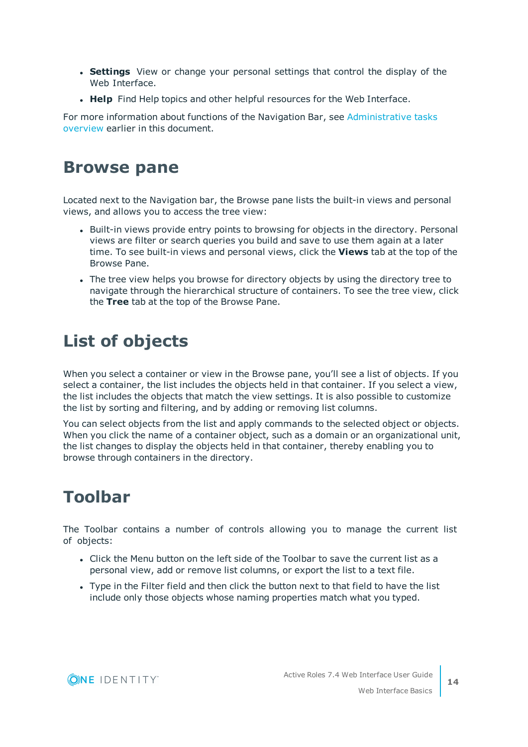- **Settings** View or change your personal settings that control the display of the Web Interface.
- **Help** Find Help topics and other helpful resources for the Web Interface.

For more information about functions of the Navigation Bar, see Administrative tasks overview earlier in this document.

# Browse pane

Located next to the Navigation bar, the Browse pane lists the built-in views and personal views, and allows you to access the tree view:

- Built-in views provide entry points to browsing for objects in the directory. Personal views are filter or search queries you build and save to use them again at a later time. To see built-in views and personal views, click the **Views** tab at the top of the Browse Pane.
- The tree view helps you browse for directory objects by using the directory tree to navigate through the hierarchical structure of containers. To see the tree view, click the **Tree** tab at the top of the Browse Pane.

# List of objects

When you select a container or view in the Browse pane, you'll see a list of objects. If you select a container, the list includes the objects held in that container. If you select a view, the list includes the objects that match the view settings. It is also possible to customize the list by sorting and filtering, and by adding or removing list columns.

You can select objects from the list and apply commands to the selected object or objects. When you click the name of a container object, such as a domain or an organizational unit, the list changes to display the objects held in that container, thereby enabling you to browse through containers in the directory.

# Toolbar

The Toolbar contains a number of controls allowing you to manage the current list of objects:

- Click the Menu button on the left side of the Toolbar to save the current list as a personal view, add or remove list columns, or export the list to a text file.
- Type in the Filter field and then click the button next to that field to have the list include only those objects whose naming properties match what you typed.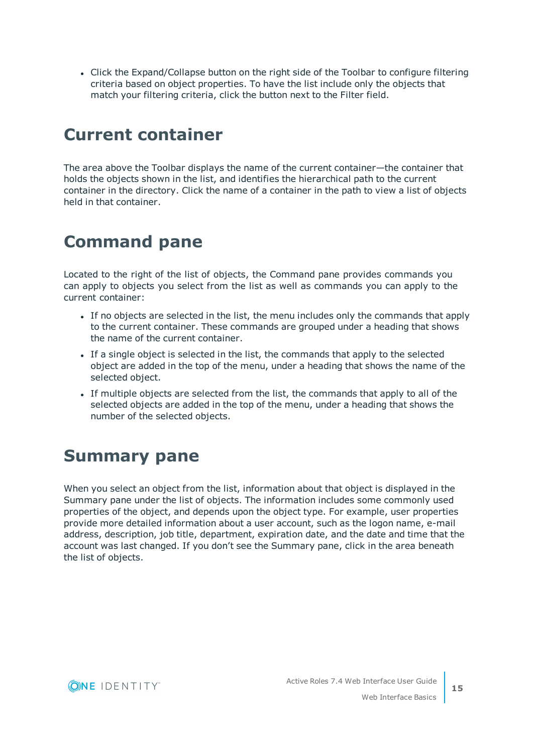- Click the Expand/Collapse button on the right side of the Toolbar to configure filtering criteria based on object properties. To have the list include only the objects that match your filtering criteria, click the button next to the Filter field.

# Current container

The area above the Toolbar displays the name of the current container—the container that holds the objects shown in the list, and identifies the hierarchical path to the current container in the directory. Click the name of a container in the path to view a list of objects held in that container.

# Command pane

Located to the right of the list of objects, the Command pane provides commands you can apply to objects you select from the list as well as commands you can apply to the current container:

- If no objects are selected in the list, the menu includes only the commands that apply to the current container. These commands are grouped under a heading that shows the name of the current container.
- If a single object is selected in the list, the commands that apply to the selected object are added in the top of the menu, under a heading that shows the name of the selected object.
- If multiple objects are selected from the list, the commands that apply to all of the selected objects are added in the top of the menu, under a heading that shows the number of the selected objects.

# Summary pane

When you select an object from the list, information about that object is displayed in the Summary pane under the list of objects. The information includes some commonly used properties of the object, and depends upon the object type. For example, user properties provide more detailed information about a user account, such as the logon name, e-mail address, description, job title, department, expiration date, and the date and time that the account was last changed. If you don't see the Summary pane, click in the area beneath the list of objects.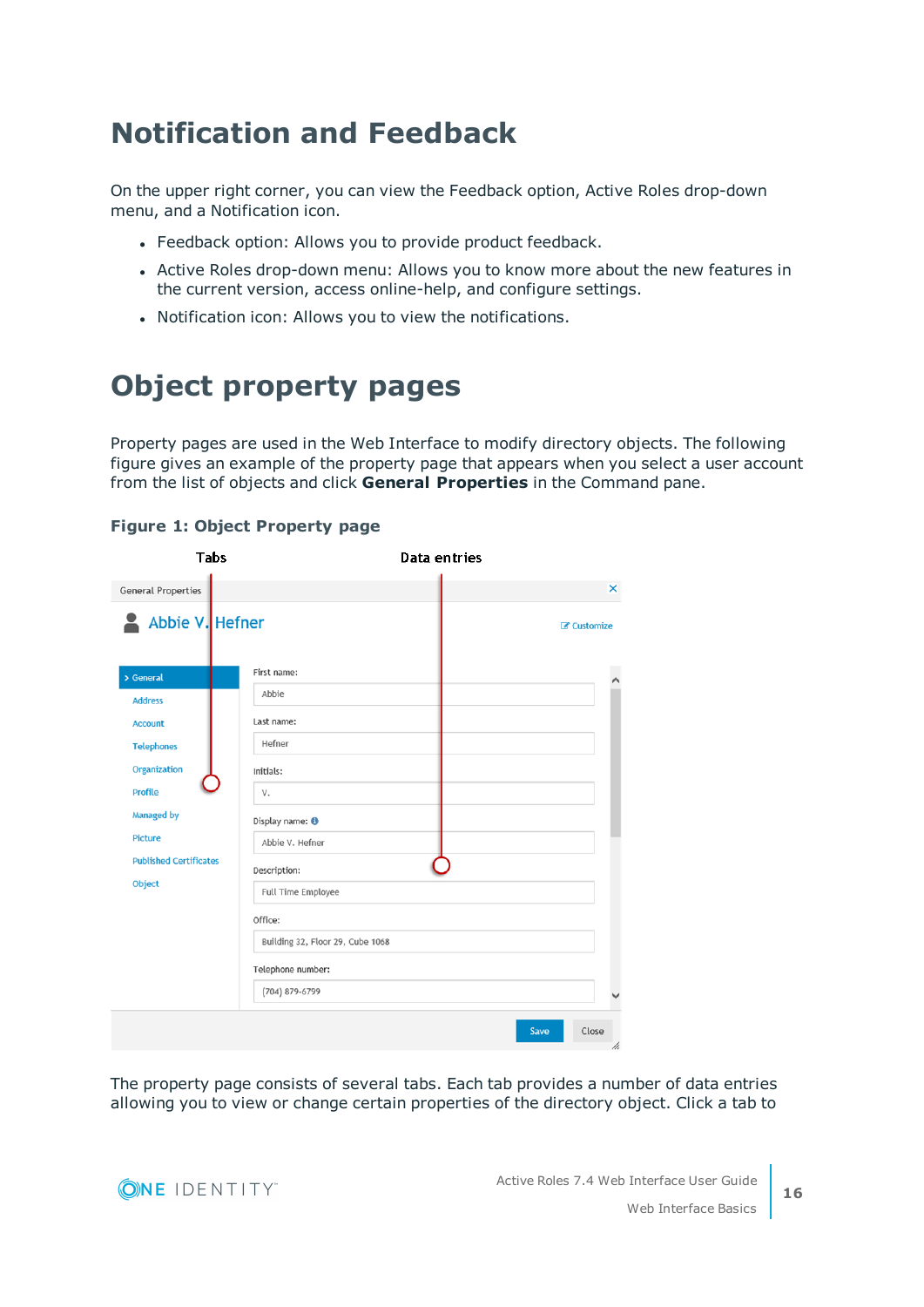# Notification and Feedback

On the upper right corner, you can view the Feedback option, Active Roles drop-down menu, and a Notification icon.

- Feedback option: Allows you to provide product feedback.
- Active Roles drop-down menu: Allows you to know more about the new features in the current version, access online-help, and configure settings.
- Notification icon: Allows you to view the notifications.

# Object property pages

Property pages are used in the Web Interface to modify directory objects. The following figure gives an example of the property page that appears when you select a user account from the list of objects and click **General Properties** in the Command pane.

**Figure 1: Object Property page**

The property page consists of several tabs. Each tab provides a number of data entries allowing you to view or change certain properties of the directory object. Click a tab to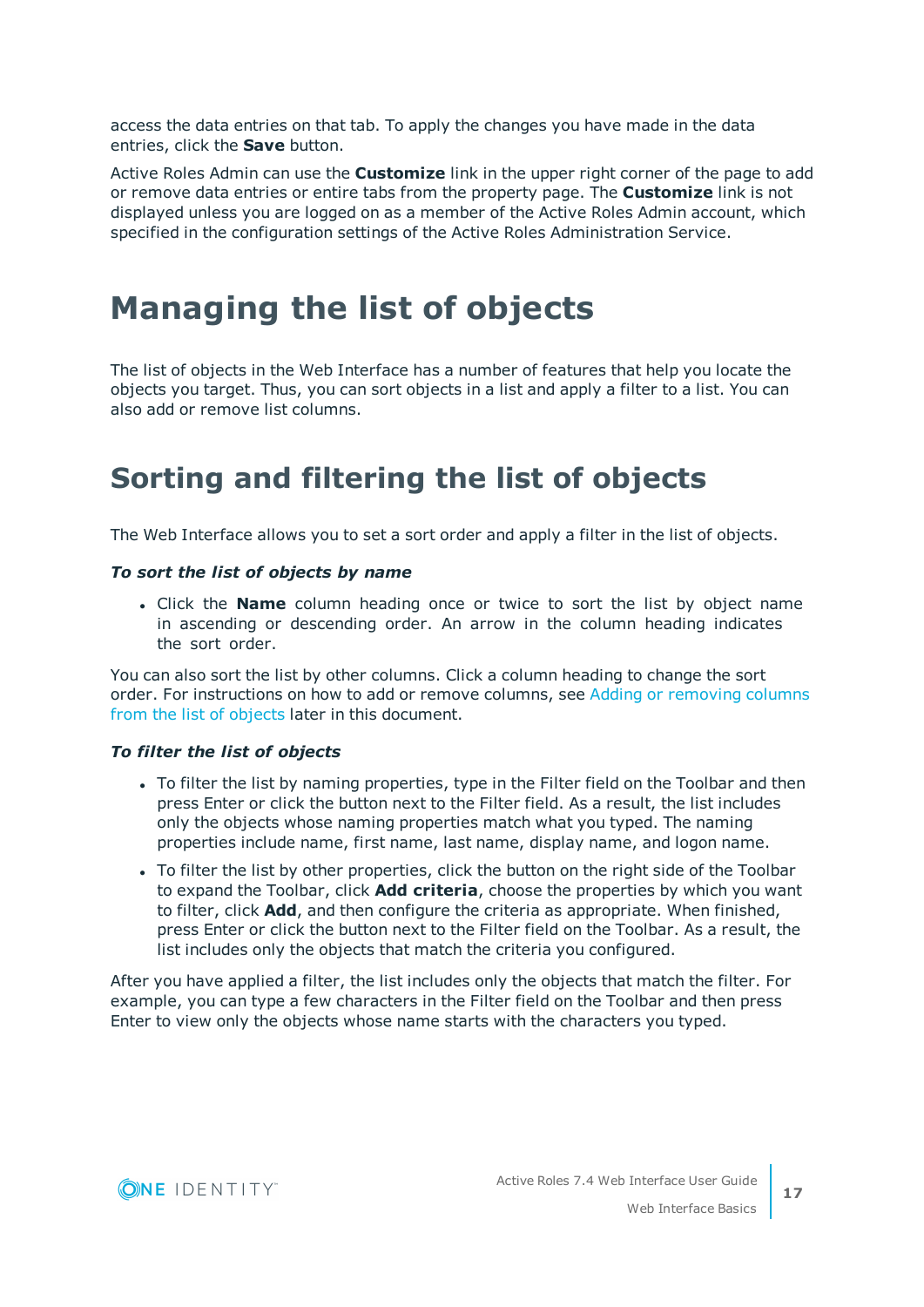access the data entries on that tab. To apply the changes you have made in the data entries, click the **Save** button.

Active Roles Admin can use the **Customize** link in the upper right corner of the page to add or remove data entries or entire tabs from the property page. The **Customize** link is not displayed unless you are logged on as a member of the Active Roles Admin account, which specified in the configuration settings of the Active Roles Administration Service.

# Managing the list of objects

The list of objects in the Web Interface has a number of features that help you locate the objects you target. Thus, you can sort objects in a list and apply a filter to a list. You can also add or remove list columns.

## Sorting and filtering the list of objects

The Web Interface allows you to set a sort order and apply a filter in the list of objects.

***To sort the list of objects by name***

- Click the **Name** column heading once or twice to sort the list by object name in ascending or descending order. An arrow in the column heading indicates the sort order.

You can also sort the list by other columns. Click a column heading to change the sort order. For instructions on how to add or remove columns, see Adding or removing columns from the list of objects later in this document.

***To filter the list of objects***

- To filter the list by naming properties, type in the Filter field on the Toolbar and then press Enter or click the button next to the Filter field. As a result, the list includes only the objects whose naming properties match what you typed. The naming properties include name, first name, last name, display name, and logon name.
- To filter the list by other properties, click the button on the right side of the Toolbar to expand the Toolbar, click **Add criteria**, choose the properties by which you want to filter, click **Add**, and then configure the criteria as appropriate. When finished, press Enter or click the button next to the Filter field on the Toolbar. As a result, the list includes only the objects that match the criteria you configured.

After you have applied a filter, the list includes only the objects that match the filter. For example, you can type a few characters in the Filter field on the Toolbar and then press Enter to view only the objects whose name starts with the characters you typed.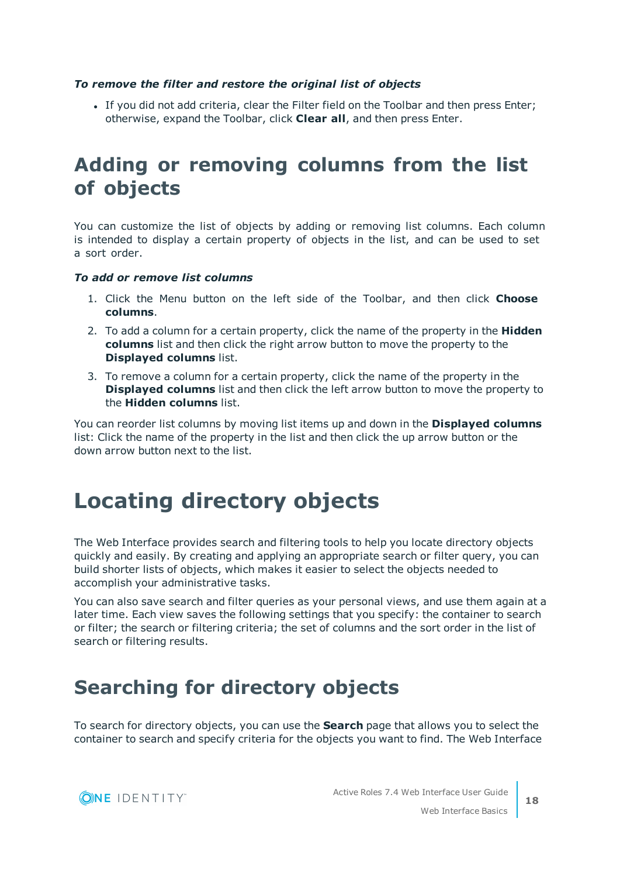*To remove the filter and restore the original list of objects*

- If you did not add criteria, clear the Filter field on the Toolbar and then press Enter; otherwise, expand the Toolbar, click **Clear all**, and then press Enter.

# Adding or removing columns from the list of objects

You can customize the list of objects by adding or removing list columns. Each column is intended to display a certain property of objects in the list, and can be used to set a sort order.

*To add or remove list columns*

1. Click the Menu button on the left side of the Toolbar, and then click **Choose columns**.
2. To add a column for a certain property, click the name of the property in the **Hidden columns** list and then click the right arrow button to move the property to the **Displayed columns** list.
3. To remove a column for a certain property, click the name of the property in the **Displayed columns** list and then click the left arrow button to move the property to the **Hidden columns** list.

You can reorder list columns by moving list items up and down in the **Displayed columns** list: Click the name of the property in the list and then click the up arrow button or the down arrow button next to the list.

# Locating directory objects

The Web Interface provides search and filtering tools to help you locate directory objects quickly and easily. By creating and applying an appropriate search or filter query, you can build shorter lists of objects, which makes it easier to select the objects needed to accomplish your administrative tasks.

You can also save search and filter queries as your personal views, and use them again at a later time. Each view saves the following settings that you specify: the container to search or filter; the search or filtering criteria; the set of columns and the sort order in the list of search or filtering results.

## Searching for directory objects

To search for directory objects, you can use the **Search** page that allows you to select the container to search and specify criteria for the objects you want to find. The Web Interface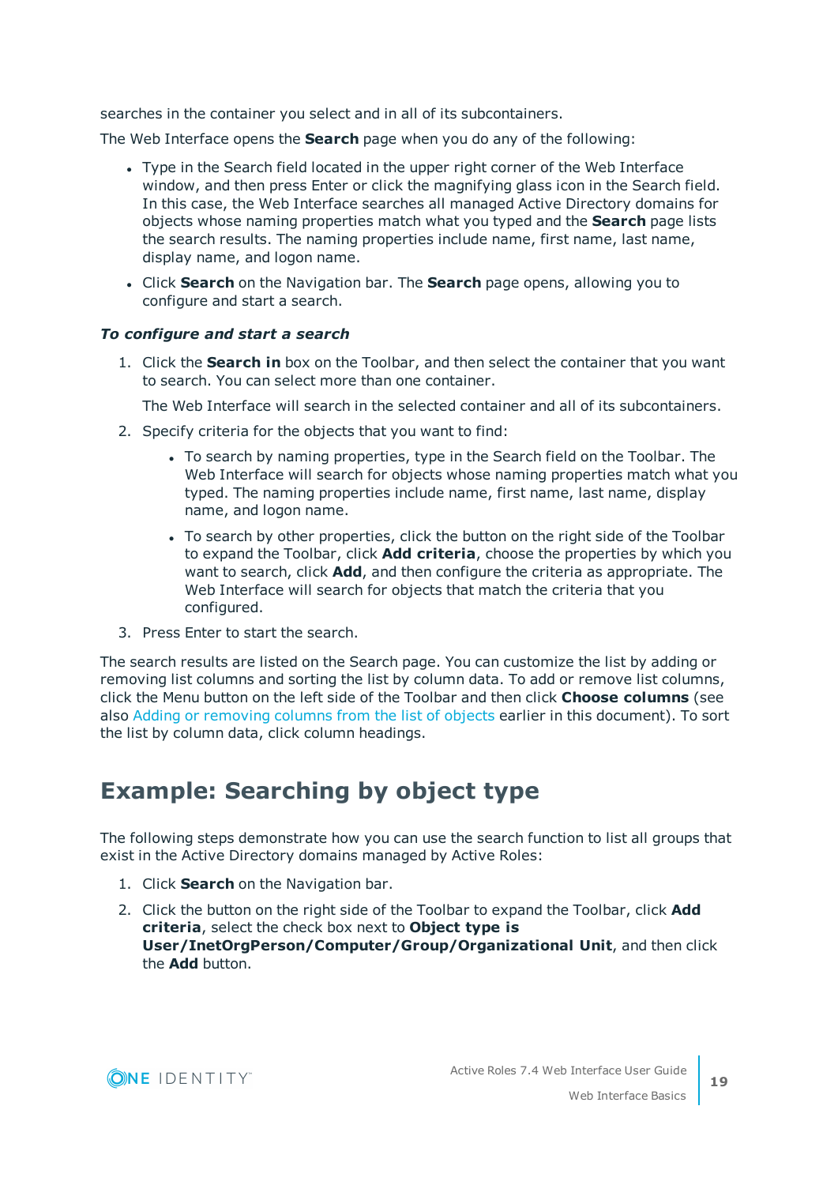searches in the container you select and in all of its subcontainers.

The Web Interface opens the **Search** page when you do any of the following:

- Type in the Search field located in the upper right corner of the Web Interface window, and then press Enter or click the magnifying glass icon in the Search field. In this case, the Web Interface searches all managed Active Directory domains for objects whose naming properties match what you typed and the **Search** page lists the search results. The naming properties include name, first name, last name, display name, and logon name.
- Click **Search** on the Navigation bar. The **Search** page opens, allowing you to configure and start a search.

***To configure and start a search***

1. Click the **Search in** box on the Toolbar, and then select the container that you want to search. You can select more than one container.

   The Web Interface will search in the selected container and all of its subcontainers.

2. Specify criteria for the objects that you want to find:

   - To search by naming properties, type in the Search field on the Toolbar. The Web Interface will search for objects whose naming properties match what you typed. The naming properties include name, first name, last name, display name, and logon name.
   - To search by other properties, click the button on the right side of the Toolbar to expand the Toolbar, click **Add criteria**, choose the properties by which you want to search, click **Add**, and then configure the criteria as appropriate. The Web Interface will search for objects that match the criteria that you configured.

3. Press Enter to start the search.

The search results are listed on the Search page. You can customize the list by adding or removing list columns and sorting the list by column data. To add or remove list columns, click the Menu button on the left side of the Toolbar and then click **Choose columns** (see also Adding or removing columns from the list of objects earlier in this document). To sort the list by column data, click column headings.

## Example: Searching by object type

The following steps demonstrate how you can use the search function to list all groups that exist in the Active Directory domains managed by Active Roles:

1. Click **Search** on the Navigation bar.
2. Click the button on the right side of the Toolbar to expand the Toolbar, click **Add criteria**, select the check box next to **Object type is User/InetOrgPerson/Computer/Group/Organizational Unit**, and then click the **Add** button.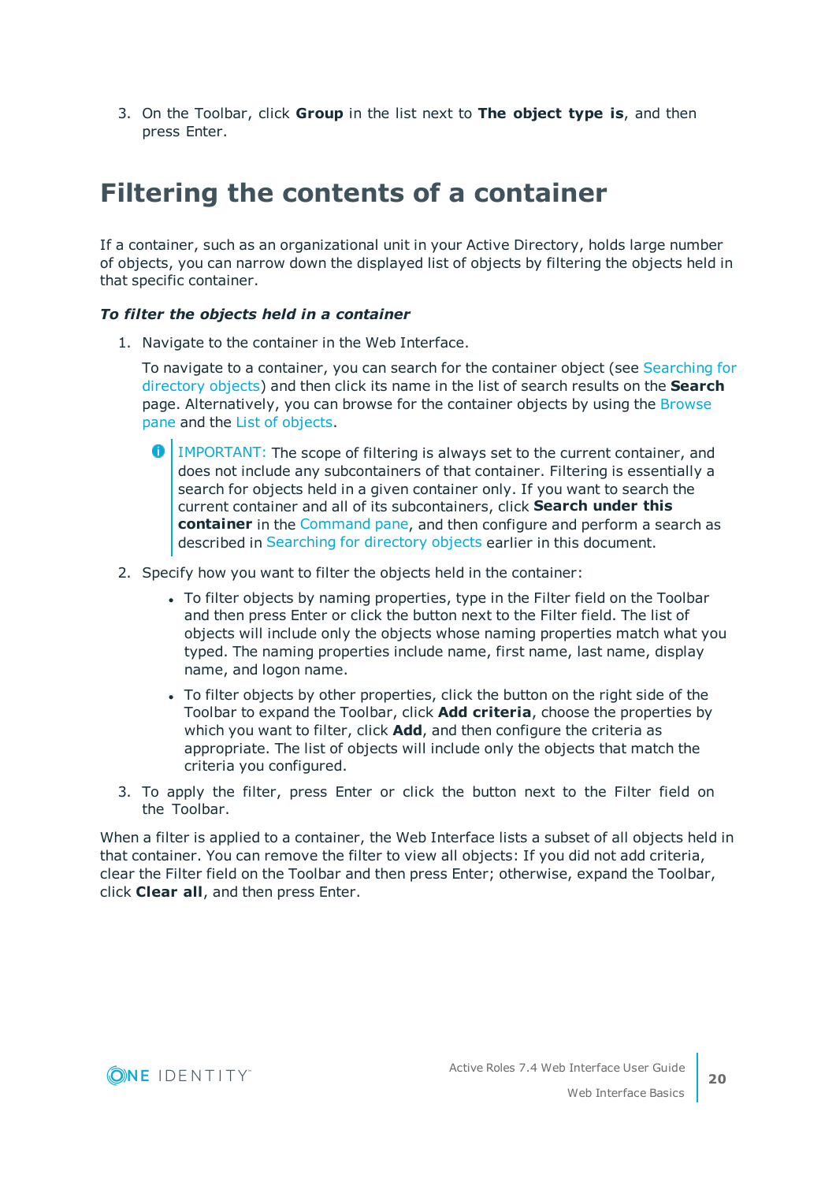3. On the Toolbar, click **Group** in the list next to **The object type is**, and then press Enter.

# Filtering the contents of a container

If a container, such as an organizational unit in your Active Directory, holds large number of objects, you can narrow down the displayed list of objects by filtering the objects held in that specific container.

***To filter the objects held in a container***

1. Navigate to the container in the Web Interface.

   To navigate to a container, you can search for the container object (see Searching for directory objects) and then click its name in the list of search results on the **Search** page. Alternatively, you can browse for the container objects by using the Browse pane and the List of objects.

   > IMPORTANT: The scope of filtering is always set to the current container, and does not include any subcontainers of that container. Filtering is essentially a search for objects held in a given container only. If you want to search the current container and all of its subcontainers, click **Search under this container** in the Command pane, and then configure and perform a search as described in Searching for directory objects earlier in this document.

2. Specify how you want to filter the objects held in the container:

   - To filter objects by naming properties, type in the Filter field on the Toolbar and then press Enter or click the button next to the Filter field. The list of objects will include only the objects whose naming properties match what you typed. The naming properties include name, first name, last name, display name, and logon name.
   - To filter objects by other properties, click the button on the right side of the Toolbar to expand the Toolbar, click **Add criteria**, choose the properties by which you want to filter, click **Add**, and then configure the criteria as appropriate. The list of objects will include only the objects that match the criteria you configured.

3. To apply the filter, press Enter or click the button next to the Filter field on the Toolbar.

When a filter is applied to a container, the Web Interface lists a subset of all objects held in that container. You can remove the filter to view all objects: If you did not add criteria, clear the Filter field on the Toolbar and then press Enter; otherwise, expand the Toolbar, click **Clear all**, and then press Enter.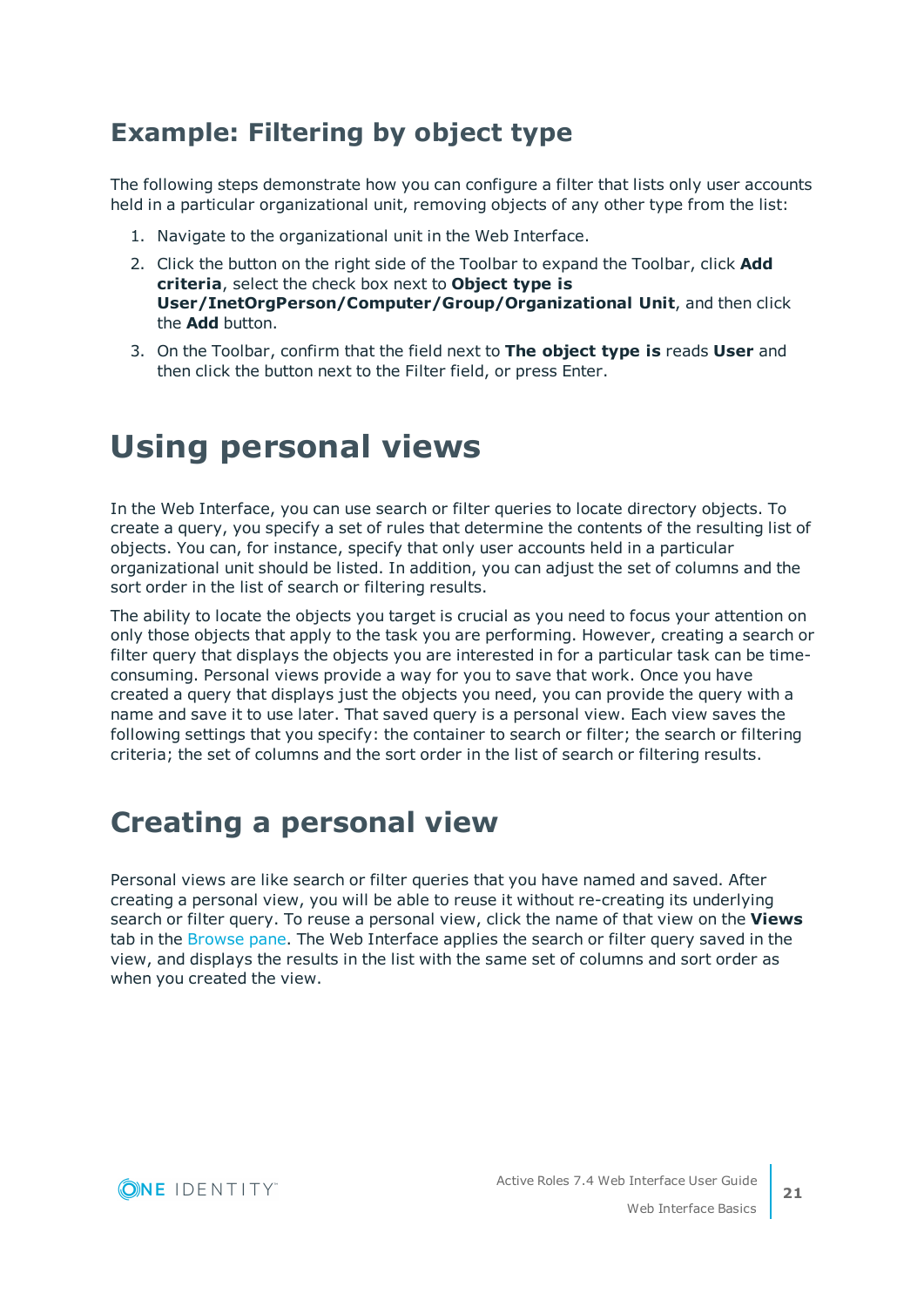## Example: Filtering by object type

The following steps demonstrate how you can configure a filter that lists only user accounts held in a particular organizational unit, removing objects of any other type from the list:

1. Navigate to the organizational unit in the Web Interface.
2. Click the button on the right side of the Toolbar to expand the Toolbar, click **Add criteria**, select the check box next to **Object type is User/InetOrgPerson/Computer/Group/Organizational Unit**, and then click the **Add** button.
3. On the Toolbar, confirm that the field next to **The object type is** reads **User** and then click the button next to the Filter field, or press Enter.

# Using personal views

In the Web Interface, you can use search or filter queries to locate directory objects. To create a query, you specify a set of rules that determine the contents of the resulting list of objects. You can, for instance, specify that only user accounts held in a particular organizational unit should be listed. In addition, you can adjust the set of columns and the sort order in the list of search or filtering results.

The ability to locate the objects you target is crucial as you need to focus your attention on only those objects that apply to the task you are performing. However, creating a search or filter query that displays the objects you are interested in for a particular task can be time-consuming. Personal views provide a way for you to save that work. Once you have created a query that displays just the objects you need, you can provide the query with a name and save it to use later. That saved query is a personal view. Each view saves the following settings that you specify: the container to search or filter; the search or filtering criteria; the set of columns and the sort order in the list of search or filtering results.

## Creating a personal view

Personal views are like search or filter queries that you have named and saved. After creating a personal view, you will be able to reuse it without re-creating its underlying search or filter query. To reuse a personal view, click the name of that view on the **Views** tab in the Browse pane. The Web Interface applies the search or filter query saved in the view, and displays the results in the list with the same set of columns and sort order as when you created the view.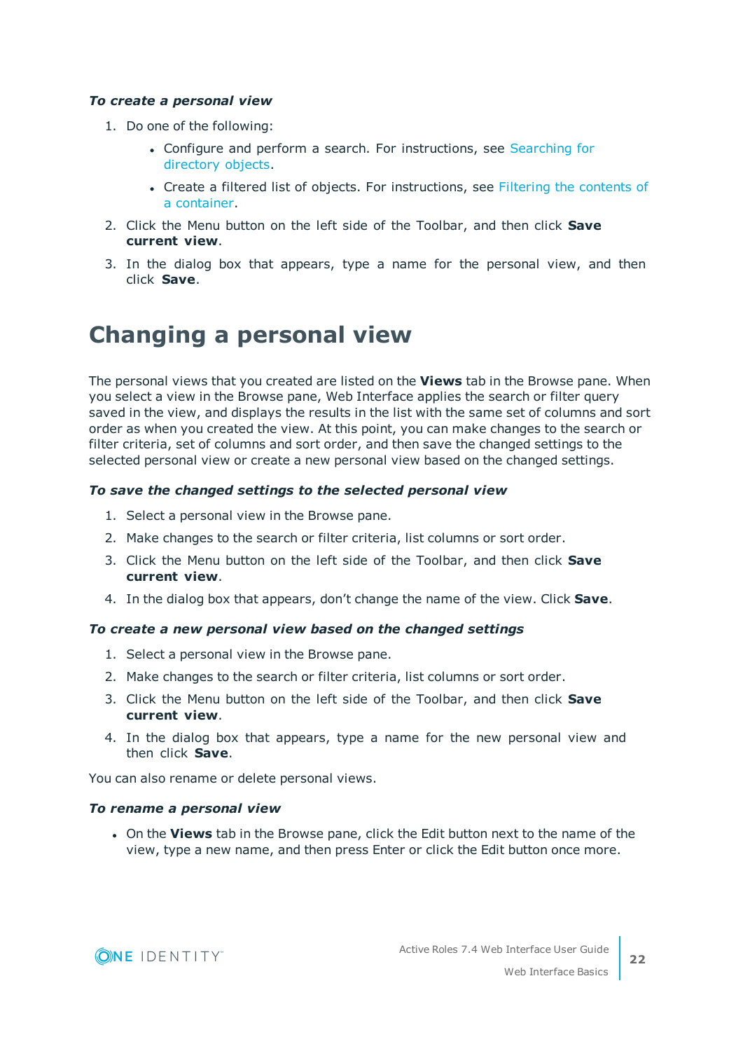#### *To create a personal view*

1. Do one of the following:
   - Configure and perform a search. For instructions, see Searching for directory objects.
   - Create a filtered list of objects. For instructions, see Filtering the contents of a container.
2. Click the Menu button on the left side of the Toolbar, and then click **Save current view**.
3. In the dialog box that appears, type a name for the personal view, and then click **Save**.

# Changing a personal view

The personal views that you created are listed on the **Views** tab in the Browse pane. When you select a view in the Browse pane, Web Interface applies the search or filter query saved in the view, and displays the results in the list with the same set of columns and sort order as when you created the view. At this point, you can make changes to the search or filter criteria, set of columns and sort order, and then save the changed settings to the selected personal view or create a new personal view based on the changed settings.

#### *To save the changed settings to the selected personal view*

1. Select a personal view in the Browse pane.
2. Make changes to the search or filter criteria, list columns or sort order.
3. Click the Menu button on the left side of the Toolbar, and then click **Save current view**.
4. In the dialog box that appears, don't change the name of the view. Click **Save**.

#### *To create a new personal view based on the changed settings*

1. Select a personal view in the Browse pane.
2. Make changes to the search or filter criteria, list columns or sort order.
3. Click the Menu button on the left side of the Toolbar, and then click **Save current view**.
4. In the dialog box that appears, type a name for the new personal view and then click **Save**.

You can also rename or delete personal views.

#### *To rename a personal view*

- On the **Views** tab in the Browse pane, click the Edit button next to the name of the view, type a new name, and then press Enter or click the Edit button once more.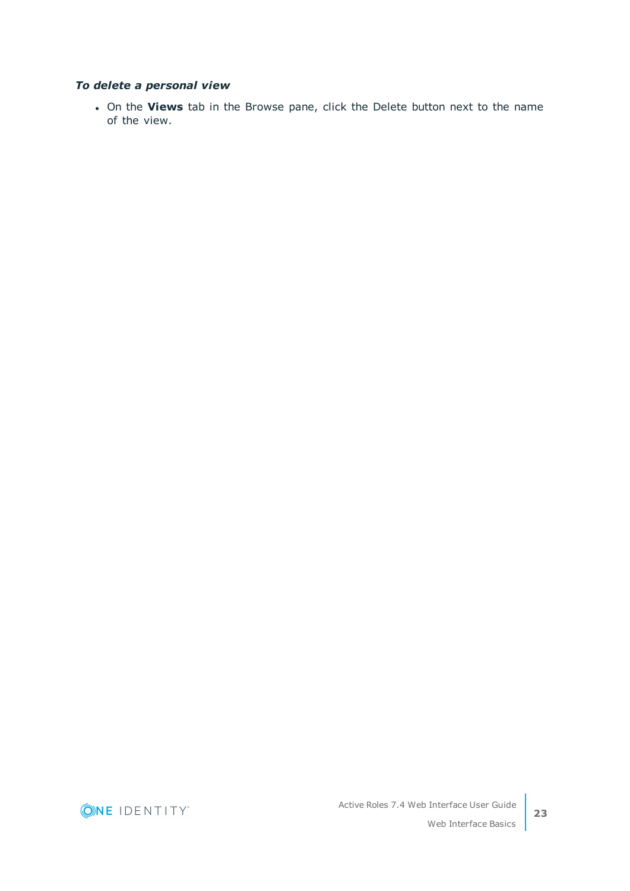***To delete a personal view***

- On the **Views** tab in the Browse pane, click the Delete button next to the name of the view.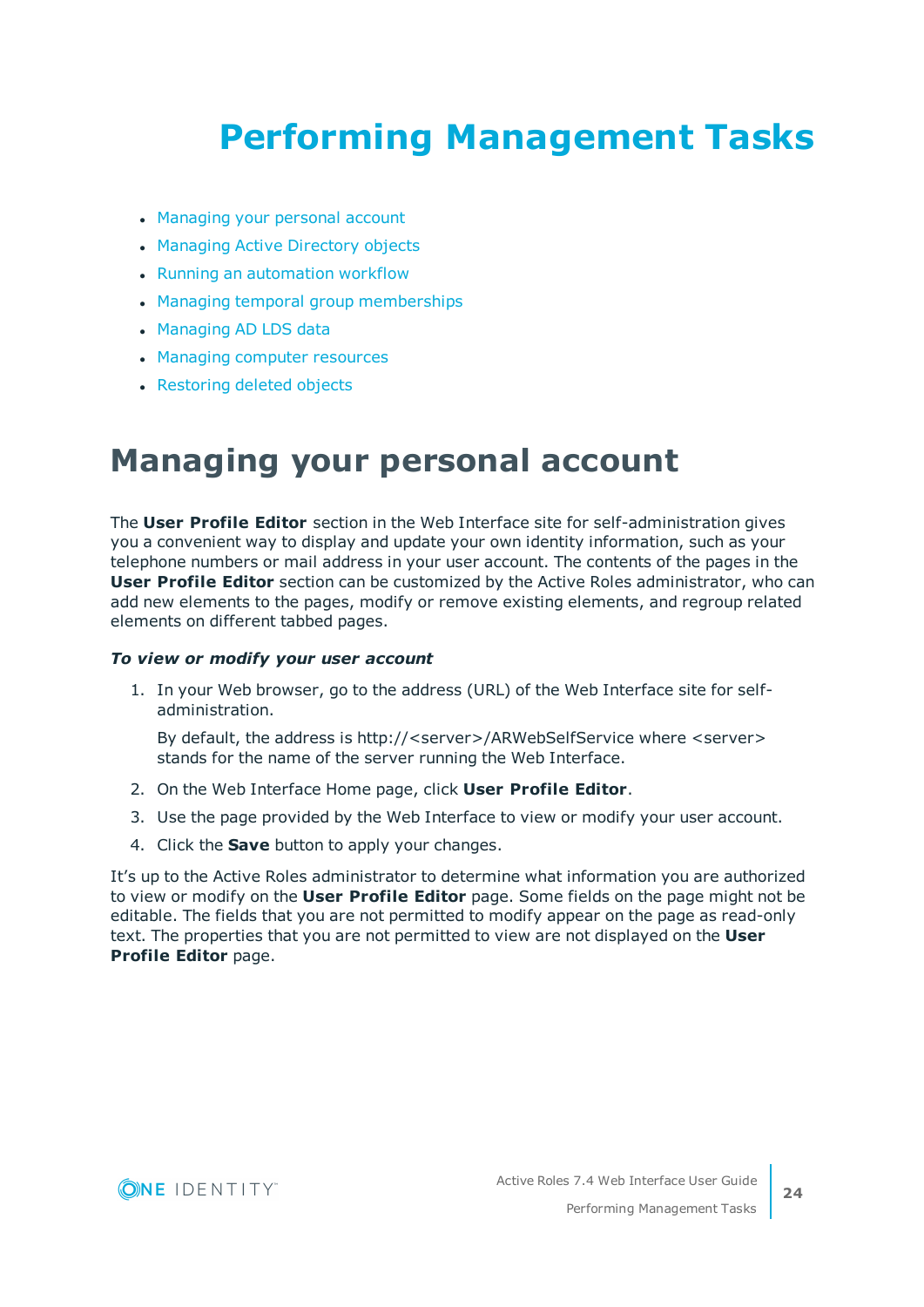# Performing Management Tasks

- Managing your personal account
- Managing Active Directory objects
- Running an automation workflow
- Managing temporal group memberships
- Managing AD LDS data
- Managing computer resources
- Restoring deleted objects

## Managing your personal account

The **User Profile Editor** section in the Web Interface site for self-administration gives you a convenient way to display and update your own identity information, such as your telephone numbers or mail address in your user account. The contents of the pages in the **User Profile Editor** section can be customized by the Active Roles administrator, who can add new elements to the pages, modify or remove existing elements, and regroup related elements on different tabbed pages.

***To view or modify your user account***

1. In your Web browser, go to the address (URL) of the Web Interface site for self-administration.

   By default, the address is http://<server>/ARWebSelfService where <server> stands for the name of the server running the Web Interface.

2. On the Web Interface Home page, click **User Profile Editor**.
3. Use the page provided by the Web Interface to view or modify your user account.
4. Click the **Save** button to apply your changes.

It's up to the Active Roles administrator to determine what information you are authorized to view or modify on the **User Profile Editor** page. Some fields on the page might not be editable. The fields that you are not permitted to modify appear on the page as read-only text. The properties that you are not permitted to view are not displayed on the **User Profile Editor** page.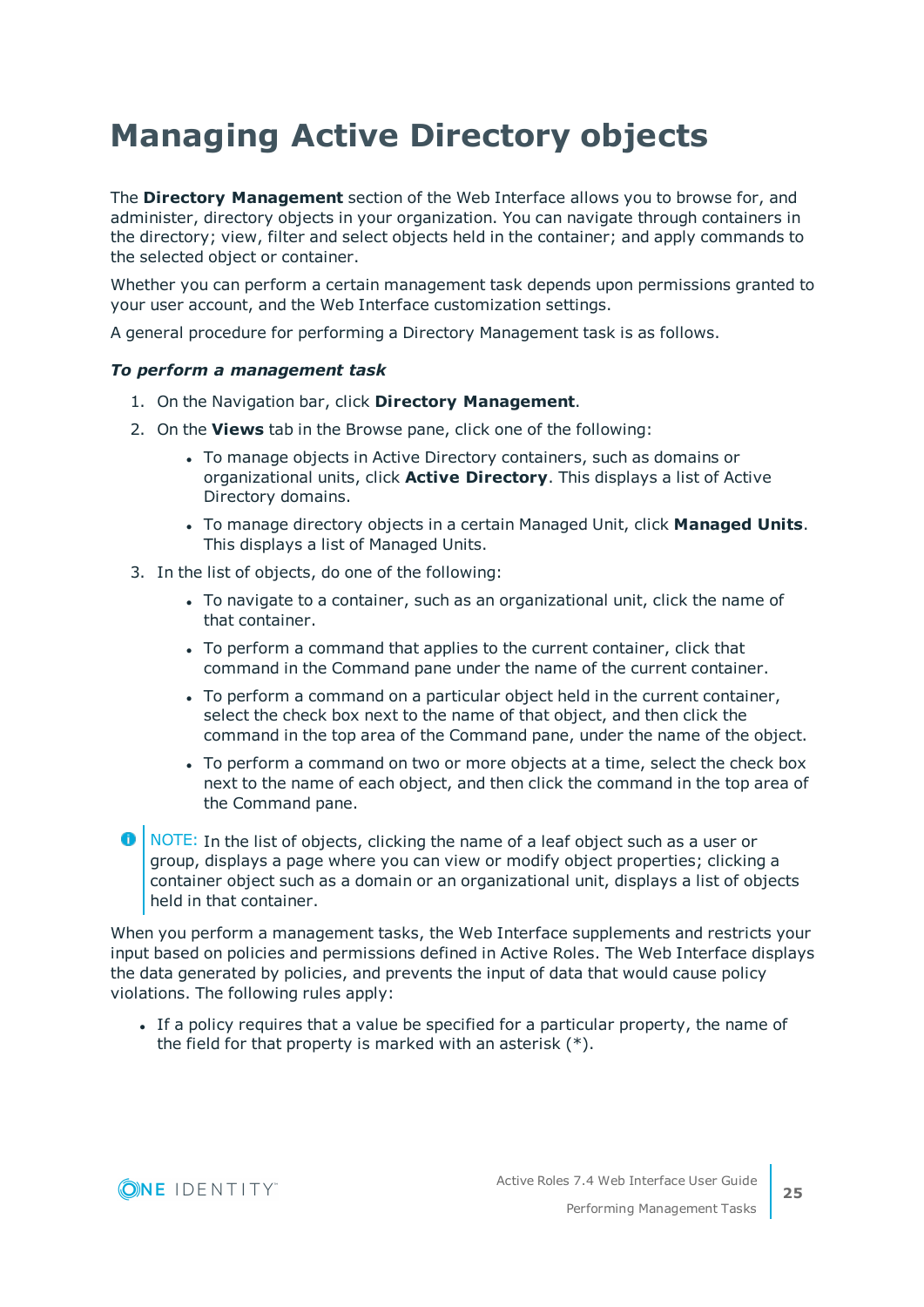# Managing Active Directory objects

The **Directory Management** section of the Web Interface allows you to browse for, and administer, directory objects in your organization. You can navigate through containers in the directory; view, filter and select objects held in the container; and apply commands to the selected object or container.

Whether you can perform a certain management task depends upon permissions granted to your user account, and the Web Interface customization settings.

A general procedure for performing a Directory Management task is as follows.

***To perform a management task***

1. On the Navigation bar, click **Directory Management**.
2. On the **Views** tab in the Browse pane, click one of the following:
   - To manage objects in Active Directory containers, such as domains or organizational units, click **Active Directory**. This displays a list of Active Directory domains.
   - To manage directory objects in a certain Managed Unit, click **Managed Units**. This displays a list of Managed Units.
3. In the list of objects, do one of the following:
   - To navigate to a container, such as an organizational unit, click the name of that container.
   - To perform a command that applies to the current container, click that command in the Command pane under the name of the current container.
   - To perform a command on a particular object held in the current container, select the check box next to the name of that object, and then click the command in the top area of the Command pane, under the name of the object.
   - To perform a command on two or more objects at a time, select the check box next to the name of each object, and then click the command in the top area of the Command pane.

NOTE: In the list of objects, clicking the name of a leaf object such as a user or group, displays a page where you can view or modify object properties; clicking a container object such as a domain or an organizational unit, displays a list of objects held in that container.

When you perform a management tasks, the Web Interface supplements and restricts your input based on policies and permissions defined in Active Roles. The Web Interface displays the data generated by policies, and prevents the input of data that would cause policy violations. The following rules apply:

- If a policy requires that a value be specified for a particular property, the name of the field for that property is marked with an asterisk (*).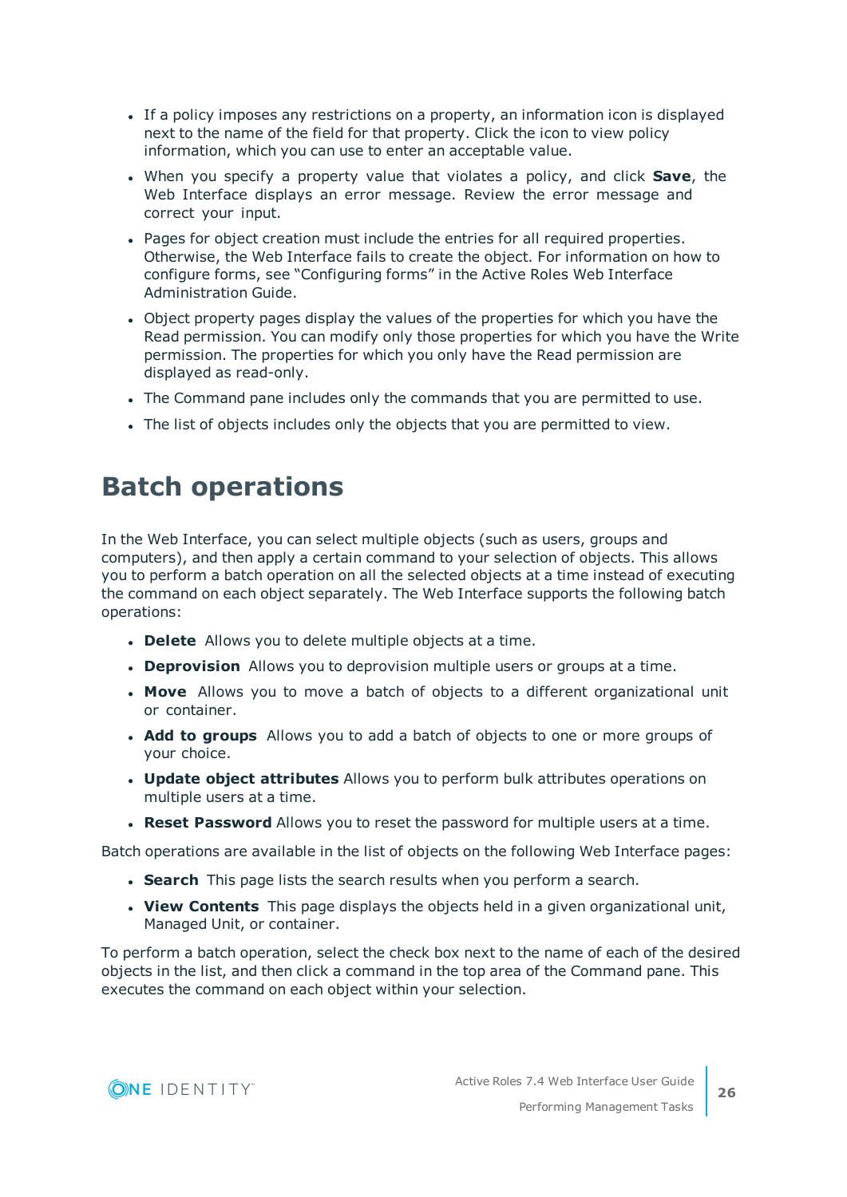- If a policy imposes any restrictions on a property, an information icon is displayed next to the name of the field for that property. Click the icon to view policy information, which you can use to enter an acceptable value.
- When you specify a property value that violates a policy, and click **Save**, the Web Interface displays an error message. Review the error message and correct your input.
- Pages for object creation must include the entries for all required properties. Otherwise, the Web Interface fails to create the object. For information on how to configure forms, see "Configuring forms" in the Active Roles Web Interface Administration Guide.
- Object property pages display the values of the properties for which you have the Read permission. You can modify only those properties for which you have the Write permission. The properties for which you only have the Read permission are displayed as read-only.
- The Command pane includes only the commands that you are permitted to use.
- The list of objects includes only the objects that you are permitted to view.

# Batch operations

In the Web Interface, you can select multiple objects (such as users, groups and computers), and then apply a certain command to your selection of objects. This allows you to perform a batch operation on all the selected objects at a time instead of executing the command on each object separately. The Web Interface supports the following batch operations:

- **Delete** Allows you to delete multiple objects at a time.
- **Deprovision** Allows you to deprovision multiple users or groups at a time.
- **Move** Allows you to move a batch of objects to a different organizational unit or container.
- **Add to groups** Allows you to add a batch of objects to one or more groups of your choice.
- **Update object attributes** Allows you to perform bulk attributes operations on multiple users at a time.
- **Reset Password** Allows you to reset the password for multiple users at a time.

Batch operations are available in the list of objects on the following Web Interface pages:

- **Search** This page lists the search results when you perform a search.
- **View Contents** This page displays the objects held in a given organizational unit, Managed Unit, or container.

To perform a batch operation, select the check box next to the name of each of the desired objects in the list, and then click a command in the top area of the Command pane. This executes the command on each object within your selection.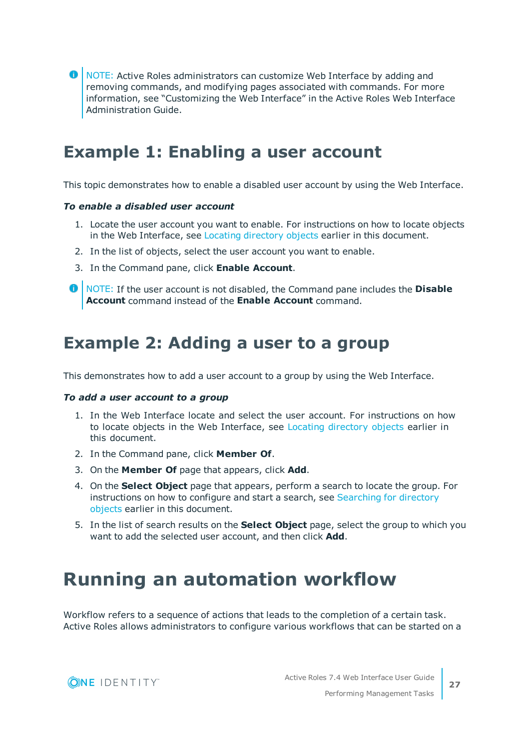NOTE: Active Roles administrators can customize Web Interface by adding and removing commands, and modifying pages associated with commands. For more information, see "Customizing the Web Interface" in the Active Roles Web Interface Administration Guide.

## Example 1: Enabling a user account

This topic demonstrates how to enable a disabled user account by using the Web Interface.

***To enable a disabled user account***

1. Locate the user account you want to enable. For instructions on how to locate objects in the Web Interface, see Locating directory objects earlier in this document.
2. In the list of objects, select the user account you want to enable.
3. In the Command pane, click **Enable Account**.

NOTE: If the user account is not disabled, the Command pane includes the **Disable Account** command instead of the **Enable Account** command.

## Example 2: Adding a user to a group

This demonstrates how to add a user account to a group by using the Web Interface.

***To add a user account to a group***

1. In the Web Interface locate and select the user account. For instructions on how to locate objects in the Web Interface, see Locating directory objects earlier in this document.
2. In the Command pane, click **Member Of**.
3. On the **Member Of** page that appears, click **Add**.
4. On the **Select Object** page that appears, perform a search to locate the group. For instructions on how to configure and start a search, see Searching for directory objects earlier in this document.
5. In the list of search results on the **Select Object** page, select the group to which you want to add the selected user account, and then click **Add**.

# Running an automation workflow

Workflow refers to a sequence of actions that leads to the completion of a certain task. Active Roles allows administrators to configure various workflows that can be started on a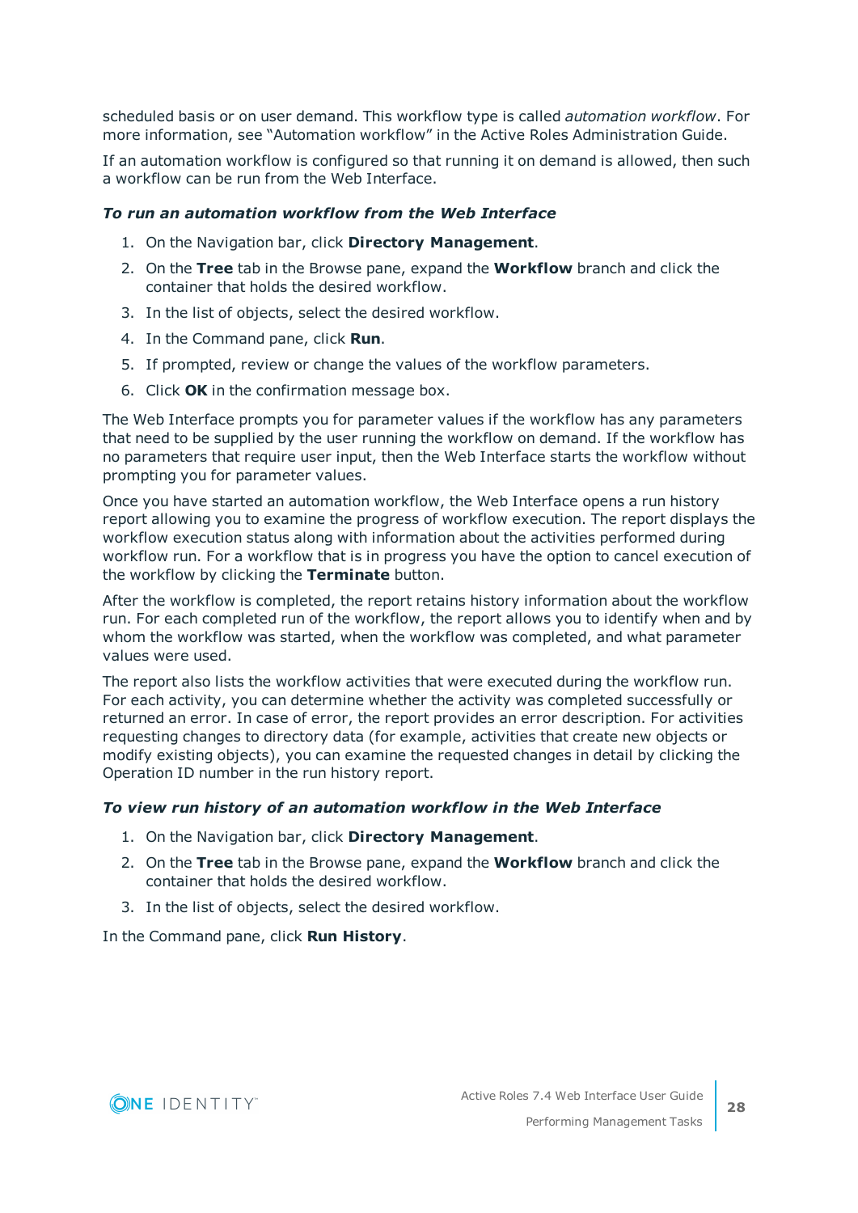scheduled basis or on user demand. This workflow type is called *automation workflow*. For more information, see “Automation workflow” in the Active Roles Administration Guide.

If an automation workflow is configured so that running it on demand is allowed, then such a workflow can be run from the Web Interface.

#### *To run an automation workflow from the Web Interface*

1. On the Navigation bar, click **Directory Management**.
2. On the **Tree** tab in the Browse pane, expand the **Workflow** branch and click the container that holds the desired workflow.
3. In the list of objects, select the desired workflow.
4. In the Command pane, click **Run**.
5. If prompted, review or change the values of the workflow parameters.
6. Click **OK** in the confirmation message box.

The Web Interface prompts you for parameter values if the workflow has any parameters that need to be supplied by the user running the workflow on demand. If the workflow has no parameters that require user input, then the Web Interface starts the workflow without prompting you for parameter values.

Once you have started an automation workflow, the Web Interface opens a run history report allowing you to examine the progress of workflow execution. The report displays the workflow execution status along with information about the activities performed during workflow run. For a workflow that is in progress you have the option to cancel execution of the workflow by clicking the **Terminate** button.

After the workflow is completed, the report retains history information about the workflow run. For each completed run of the workflow, the report allows you to identify when and by whom the workflow was started, when the workflow was completed, and what parameter values were used.

The report also lists the workflow activities that were executed during the workflow run. For each activity, you can determine whether the activity was completed successfully or returned an error. In case of error, the report provides an error description. For activities requesting changes to directory data (for example, activities that create new objects or modify existing objects), you can examine the requested changes in detail by clicking the Operation ID number in the run history report.

#### *To view run history of an automation workflow in the Web Interface*

1. On the Navigation bar, click **Directory Management**.
2. On the **Tree** tab in the Browse pane, expand the **Workflow** branch and click the container that holds the desired workflow.
3. In the list of objects, select the desired workflow.

In the Command pane, click **Run History**.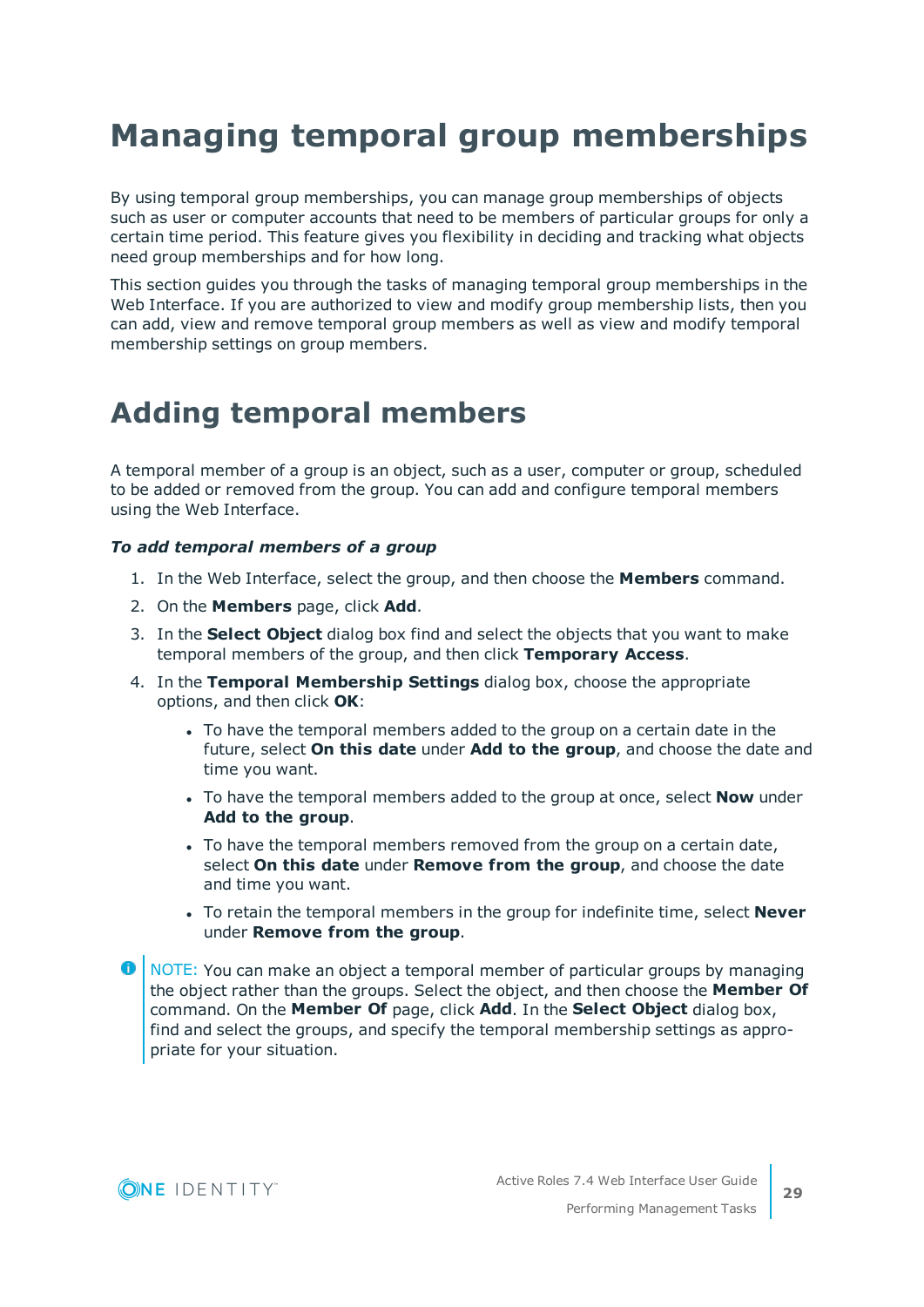# Managing temporal group memberships

By using temporal group memberships, you can manage group memberships of objects such as user or computer accounts that need to be members of particular groups for only a certain time period. This feature gives you flexibility in deciding and tracking what objects need group memberships and for how long.

This section guides you through the tasks of managing temporal group memberships in the Web Interface. If you are authorized to view and modify group membership lists, then you can add, view and remove temporal group members as well as view and modify temporal membership settings on group members.

## Adding temporal members

A temporal member of a group is an object, such as a user, computer or group, scheduled to be added or removed from the group. You can add and configure temporal members using the Web Interface.

***To add temporal members of a group***

1. In the Web Interface, select the group, and then choose the **Members** command.
2. On the **Members** page, click **Add**.
3. In the **Select Object** dialog box find and select the objects that you want to make temporal members of the group, and then click **Temporary Access**.
4. In the **Temporal Membership Settings** dialog box, choose the appropriate options, and then click **OK**:
   - To have the temporal members added to the group on a certain date in the future, select **On this date** under **Add to the group**, and choose the date and time you want.
   - To have the temporal members added to the group at once, select **Now** under **Add to the group**.
   - To have the temporal members removed from the group on a certain date, select **On this date** under **Remove from the group**, and choose the date and time you want.
   - To retain the temporal members in the group for indefinite time, select **Never** under **Remove from the group**.

NOTE: You can make an object a temporal member of particular groups by managing the object rather than the groups. Select the object, and then choose the **Member Of** command. On the **Member Of** page, click **Add**. In the **Select Object** dialog box, find and select the groups, and specify the temporal membership settings as appropriate for your situation.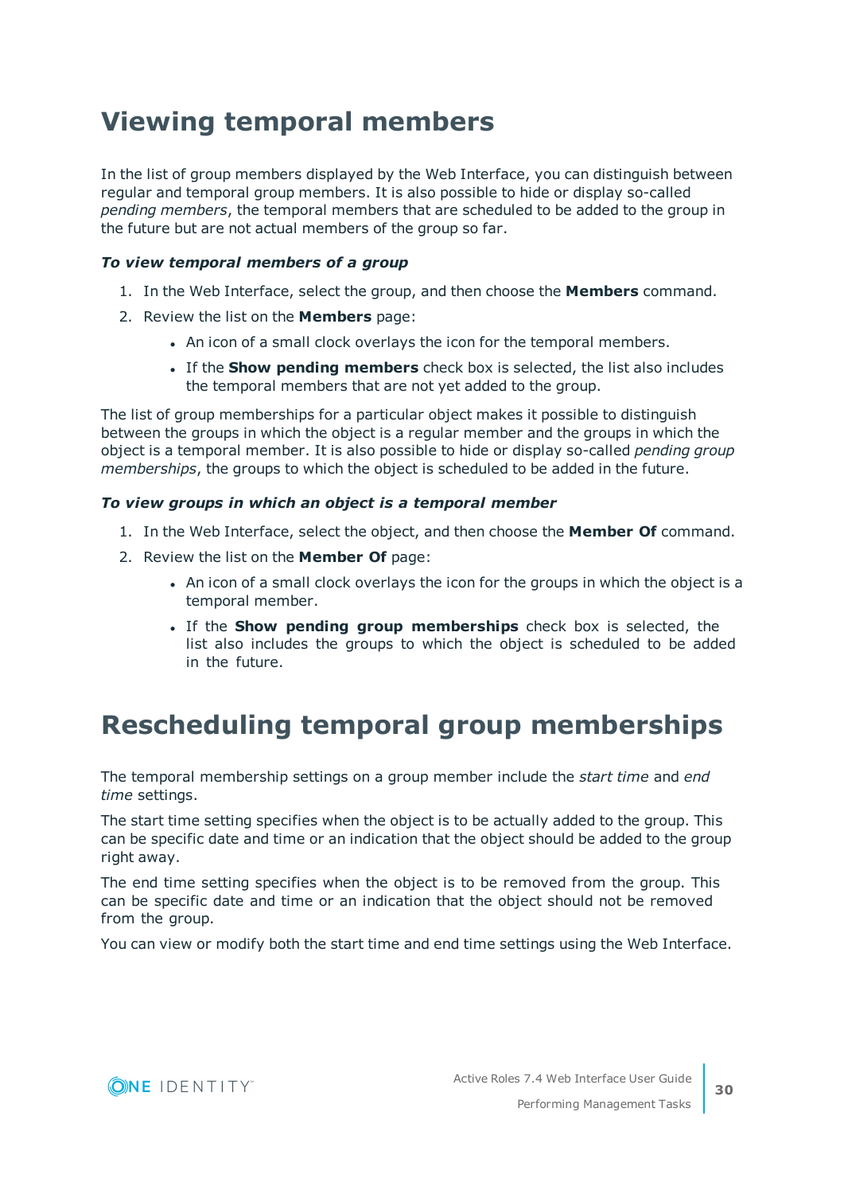# Viewing temporal members

In the list of group members displayed by the Web Interface, you can distinguish between regular and temporal group members. It is also possible to hide or display so-called *pending members*, the temporal members that are scheduled to be added to the group in the future but are not actual members of the group so far.

***To view temporal members of a group***

1. In the Web Interface, select the group, and then choose the **Members** command.
2. Review the list on the **Members** page:
   - An icon of a small clock overlays the icon for the temporal members.
   - If the **Show pending members** check box is selected, the list also includes the temporal members that are not yet added to the group.

The list of group memberships for a particular object makes it possible to distinguish between the groups in which the object is a regular member and the groups in which the object is a temporal member. It is also possible to hide or display so-called *pending group memberships*, the groups to which the object is scheduled to be added in the future.

***To view groups in which an object is a temporal member***

1. In the Web Interface, select the object, and then choose the **Member Of** command.
2. Review the list on the **Member Of** page:
   - An icon of a small clock overlays the icon for the groups in which the object is a temporal member.
   - If the **Show pending group memberships** check box is selected, the list also includes the groups to which the object is scheduled to be added in the future.

# Rescheduling temporal group memberships

The temporal membership settings on a group member include the *start time* and *end time* settings.

The start time setting specifies when the object is to be actually added to the group. This can be specific date and time or an indication that the object should be added to the group right away.

The end time setting specifies when the object is to be removed from the group. This can be specific date and time or an indication that the object should not be removed from the group.

You can view or modify both the start time and end time settings using the Web Interface.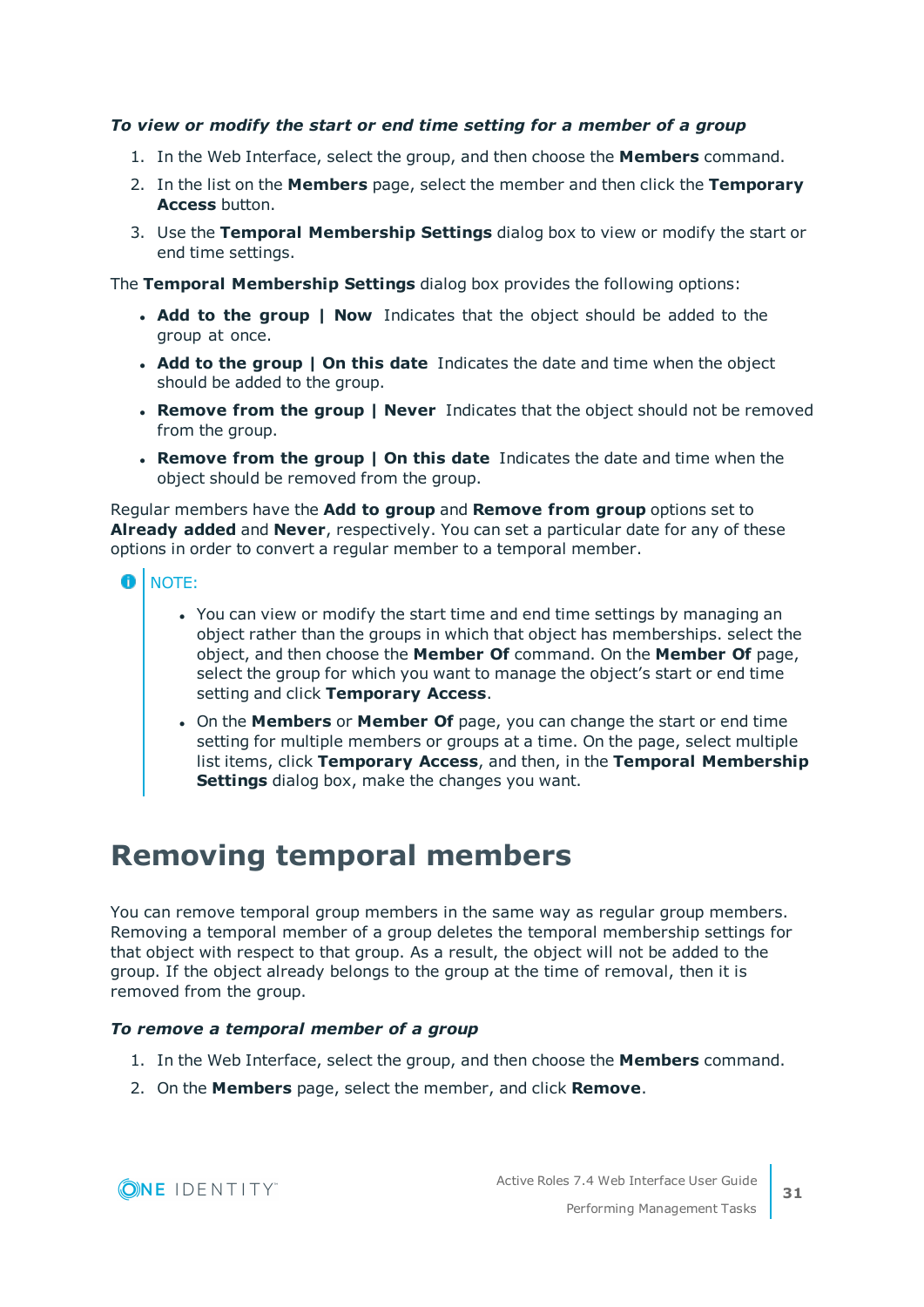*To view or modify the start or end time setting for a member of a group*

1. In the Web Interface, select the group, and then choose the **Members** command.
2. In the list on the **Members** page, select the member and then click the **Temporary Access** button.
3. Use the **Temporal Membership Settings** dialog box to view or modify the start or end time settings.

The **Temporal Membership Settings** dialog box provides the following options:

- **Add to the group | Now** Indicates that the object should be added to the group at once.
- **Add to the group | On this date** Indicates the date and time when the object should be added to the group.
- **Remove from the group | Never** Indicates that the object should not be removed from the group.
- **Remove from the group | On this date** Indicates the date and time when the object should be removed from the group.

Regular members have the **Add to group** and **Remove from group** options set to **Already added** and **Never**, respectively. You can set a particular date for any of these options in order to convert a regular member to a temporal member.

NOTE:

- You can view or modify the start time and end time settings by managing an object rather than the groups in which that object has memberships. select the object, and then choose the **Member Of** command. On the **Member Of** page, select the group for which you want to manage the object's start or end time setting and click **Temporary Access**.
- On the **Members** or **Member Of** page, you can change the start or end time setting for multiple members or groups at a time. On the page, select multiple list items, click **Temporary Access**, and then, in the **Temporal Membership Settings** dialog box, make the changes you want.

# Removing temporal members

You can remove temporal group members in the same way as regular group members. Removing a temporal member of a group deletes the temporal membership settings for that object with respect to that group. As a result, the object will not be added to the group. If the object already belongs to the group at the time of removal, then it is removed from the group.

*To remove a temporal member of a group*

1. In the Web Interface, select the group, and then choose the **Members** command.
2. On the **Members** page, select the member, and click **Remove**.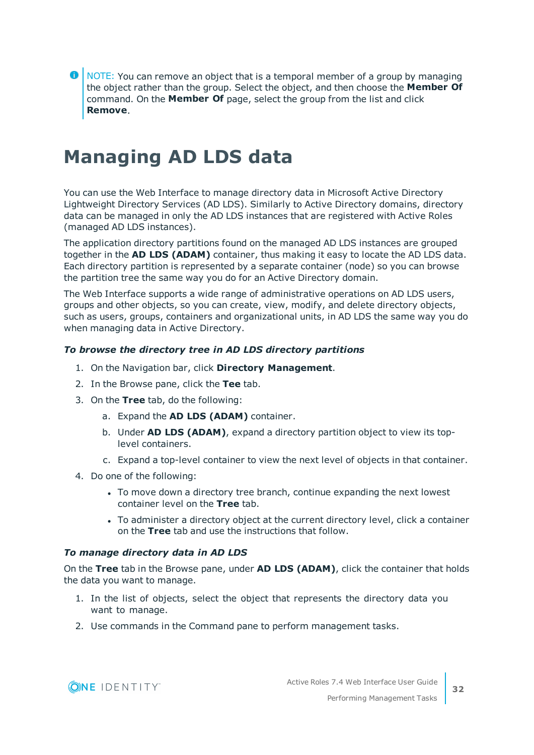NOTE: You can remove an object that is a temporal member of a group by managing the object rather than the group. Select the object, and then choose the **Member Of** command. On the **Member Of** page, select the group from the list and click **Remove**.

# Managing AD LDS data

You can use the Web Interface to manage directory data in Microsoft Active Directory Lightweight Directory Services (AD LDS). Similarly to Active Directory domains, directory data can be managed in only the AD LDS instances that are registered with Active Roles (managed AD LDS instances).

The application directory partitions found on the managed AD LDS instances are grouped together in the **AD LDS (ADAM)** container, thus making it easy to locate the AD LDS data. Each directory partition is represented by a separate container (node) so you can browse the partition tree the same way you do for an Active Directory domain.

The Web Interface supports a wide range of administrative operations on AD LDS users, groups and other objects, so you can create, view, modify, and delete directory objects, such as users, groups, containers and organizational units, in AD LDS the same way you do when managing data in Active Directory.

***To browse the directory tree in AD LDS directory partitions***

1. On the Navigation bar, click **Directory Management**.
2. In the Browse pane, click the **Tee** tab.
3. On the **Tree** tab, do the following:
   a. Expand the **AD LDS (ADAM)** container.
   b. Under **AD LDS (ADAM)**, expand a directory partition object to view its top-level containers.
   c. Expand a top-level container to view the next level of objects in that container.
4. Do one of the following:
   - To move down a directory tree branch, continue expanding the next lowest container level on the **Tree** tab.
   - To administer a directory object at the current directory level, click a container on the **Tree** tab and use the instructions that follow.

***To manage directory data in AD LDS***

On the **Tree** tab in the Browse pane, under **AD LDS (ADAM)**, click the container that holds the data you want to manage.

1. In the list of objects, select the object that represents the directory data you want to manage.
2. Use commands in the Command pane to perform management tasks.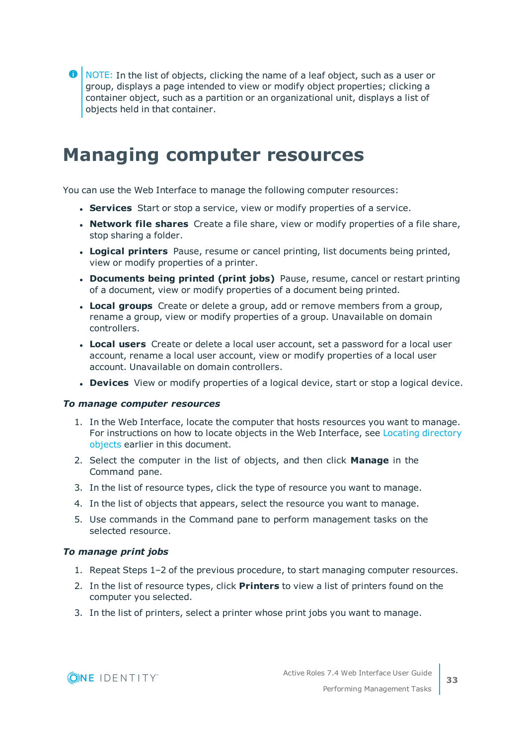> NOTE: In the list of objects, clicking the name of a leaf object, such as a user or group, displays a page intended to view or modify object properties; clicking a container object, such as a partition or an organizational unit, displays a list of objects held in that container.

# Managing computer resources

You can use the Web Interface to manage the following computer resources:

- **Services** Start or stop a service, view or modify properties of a service.
- **Network file shares** Create a file share, view or modify properties of a file share, stop sharing a folder.
- **Logical printers** Pause, resume or cancel printing, list documents being printed, view or modify properties of a printer.
- **Documents being printed (print jobs)** Pause, resume, cancel or restart printing of a document, view or modify properties of a document being printed.
- **Local groups** Create or delete a group, add or remove members from a group, rename a group, view or modify properties of a group. Unavailable on domain controllers.
- **Local users** Create or delete a local user account, set a password for a local user account, rename a local user account, view or modify properties of a local user account. Unavailable on domain controllers.
- **Devices** View or modify properties of a logical device, start or stop a logical device.

***To manage computer resources***

1. In the Web Interface, locate the computer that hosts resources you want to manage. For instructions on how to locate objects in the Web Interface, see Locating directory objects earlier in this document.
2. Select the computer in the list of objects, and then click **Manage** in the Command pane.
3. In the list of resource types, click the type of resource you want to manage.
4. In the list of objects that appears, select the resource you want to manage.
5. Use commands in the Command pane to perform management tasks on the selected resource.

***To manage print jobs***

1. Repeat Steps 1–2 of the previous procedure, to start managing computer resources.
2. In the list of resource types, click **Printers** to view a list of printers found on the computer you selected.
3. In the list of printers, select a printer whose print jobs you want to manage.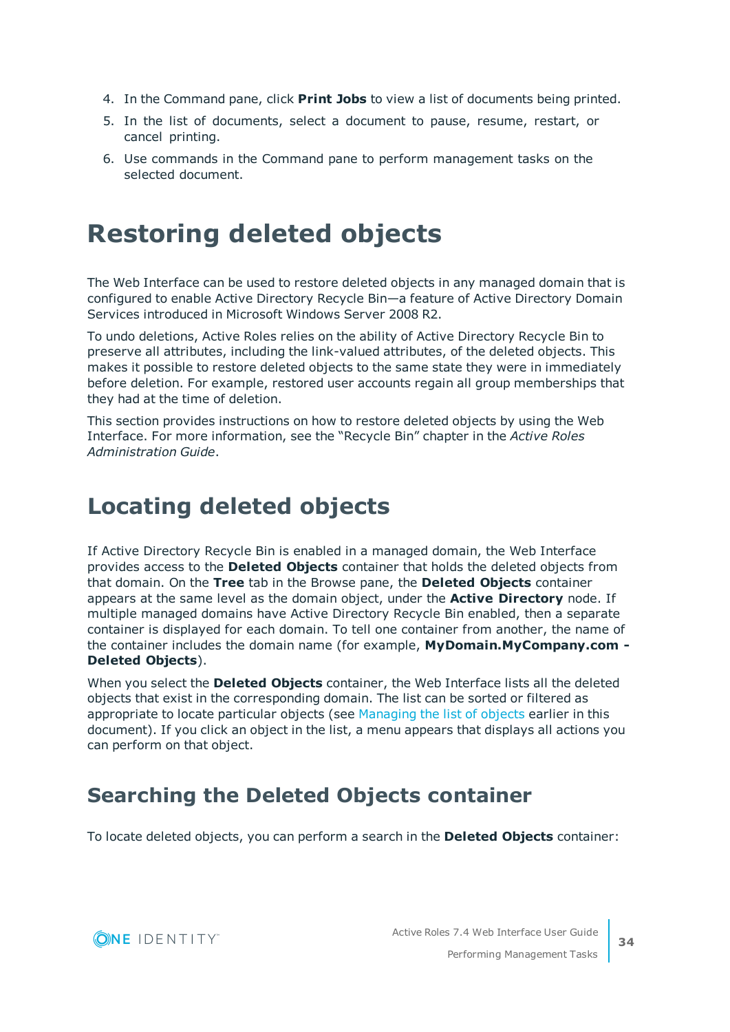4. In the Command pane, click **Print Jobs** to view a list of documents being printed.
5. In the list of documents, select a document to pause, resume, restart, or cancel printing.
6. Use commands in the Command pane to perform management tasks on the selected document.

# Restoring deleted objects

The Web Interface can be used to restore deleted objects in any managed domain that is configured to enable Active Directory Recycle Bin—a feature of Active Directory Domain Services introduced in Microsoft Windows Server 2008 R2.

To undo deletions, Active Roles relies on the ability of Active Directory Recycle Bin to preserve all attributes, including the link-valued attributes, of the deleted objects. This makes it possible to restore deleted objects to the same state they were in immediately before deletion. For example, restored user accounts regain all group memberships that they had at the time of deletion.

This section provides instructions on how to restore deleted objects by using the Web Interface. For more information, see the "Recycle Bin" chapter in the *Active Roles Administration Guide*.

# Locating deleted objects

If Active Directory Recycle Bin is enabled in a managed domain, the Web Interface provides access to the **Deleted Objects** container that holds the deleted objects from that domain. On the **Tree** tab in the Browse pane, the **Deleted Objects** container appears at the same level as the domain object, under the **Active Directory** node. If multiple managed domains have Active Directory Recycle Bin enabled, then a separate container is displayed for each domain. To tell one container from another, the name of the container includes the domain name (for example, **MyDomain.MyCompany.com - Deleted Objects**).

When you select the **Deleted Objects** container, the Web Interface lists all the deleted objects that exist in the corresponding domain. The list can be sorted or filtered as appropriate to locate particular objects (see Managing the list of objects earlier in this document). If you click an object in the list, a menu appears that displays all actions you can perform on that object.

## Searching the Deleted Objects container

To locate deleted objects, you can perform a search in the **Deleted Objects** container: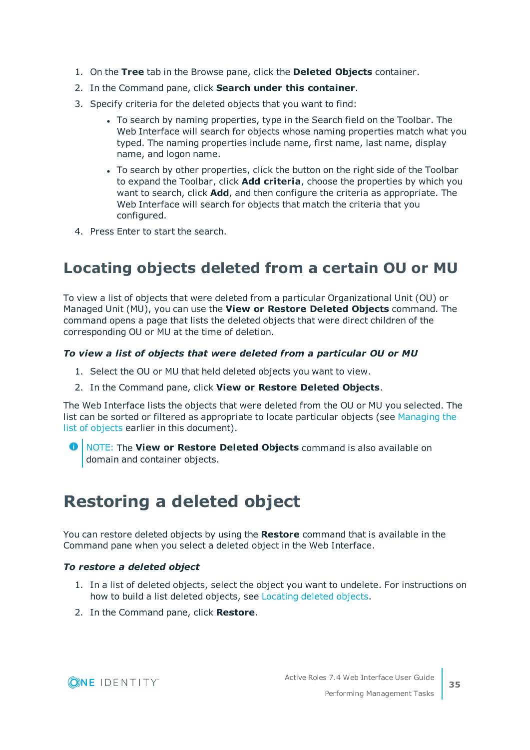1. On the **Tree** tab in the Browse pane, click the **Deleted Objects** container.
2. In the Command pane, click **Search under this container**.
3. Specify criteria for the deleted objects that you want to find:
   - To search by naming properties, type in the Search field on the Toolbar. The Web Interface will search for objects whose naming properties match what you typed. The naming properties include name, first name, last name, display name, and logon name.
   - To search by other properties, click the button on the right side of the Toolbar to expand the Toolbar, click **Add criteria**, choose the properties by which you want to search, click **Add**, and then configure the criteria as appropriate. The Web Interface will search for objects that match the criteria that you configured.
4. Press Enter to start the search.

## Locating objects deleted from a certain OU or MU

To view a list of objects that were deleted from a particular Organizational Unit (OU) or Managed Unit (MU), you can use the **View or Restore Deleted Objects** command. The command opens a page that lists the deleted objects that were direct children of the corresponding OU or MU at the time of deletion.

***To view a list of objects that were deleted from a particular OU or MU***

1. Select the OU or MU that held deleted objects you want to view.
2. In the Command pane, click **View or Restore Deleted Objects**.

The Web Interface lists the objects that were deleted from the OU or MU you selected. The list can be sorted or filtered as appropriate to locate particular objects (see Managing the list of objects earlier in this document).

NOTE: The **View or Restore Deleted Objects** command is also available on domain and container objects.

# Restoring a deleted object

You can restore deleted objects by using the **Restore** command that is available in the Command pane when you select a deleted object in the Web Interface.

***To restore a deleted object***

1. In a list of deleted objects, select the object you want to undelete. For instructions on how to build a list deleted objects, see Locating deleted objects.
2. In the Command pane, click **Restore**.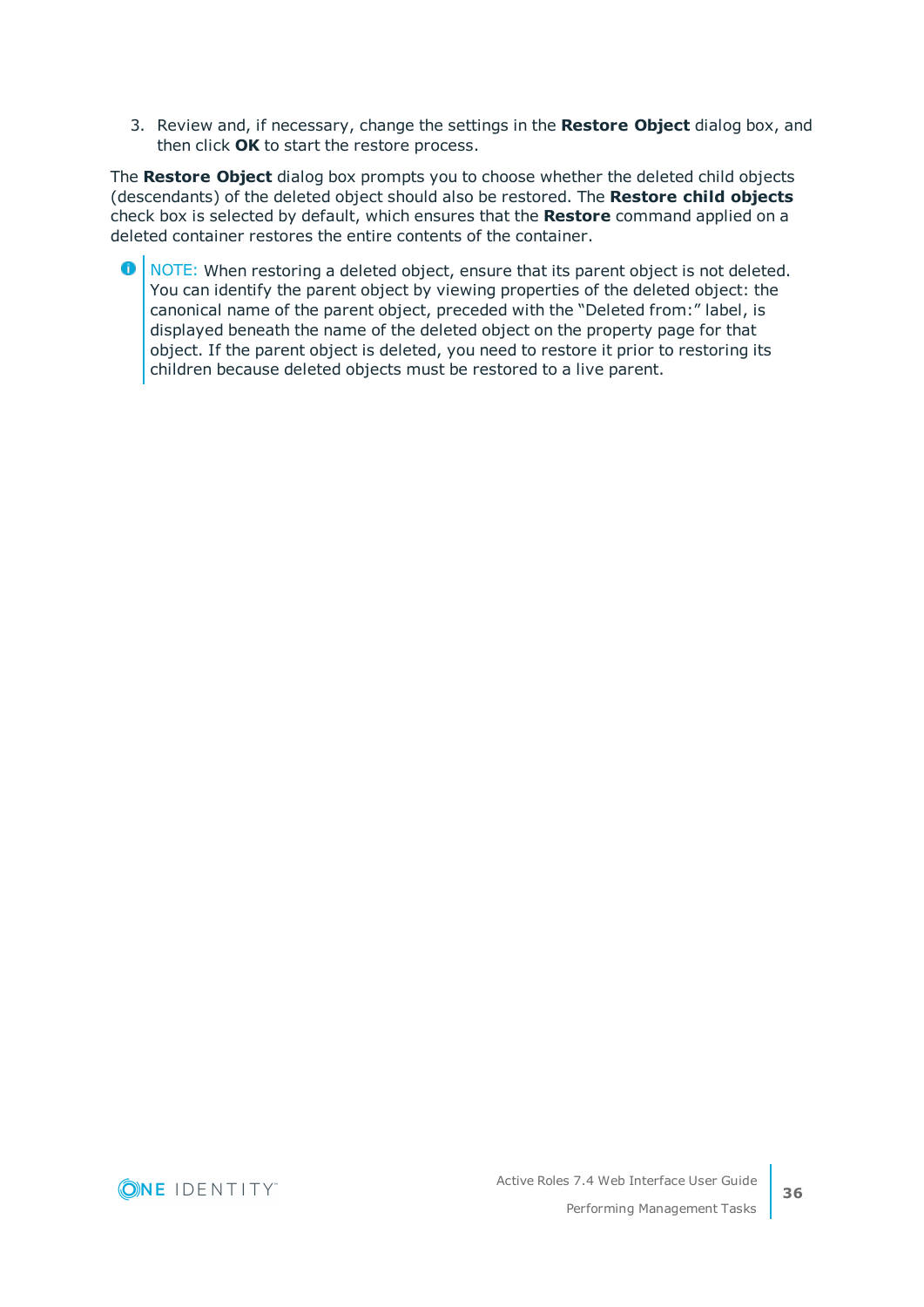3. Review and, if necessary, change the settings in the **Restore Object** dialog box, and then click **OK** to start the restore process.

The **Restore Object** dialog box prompts you to choose whether the deleted child objects (descendants) of the deleted object should also be restored. The **Restore child objects** check box is selected by default, which ensures that the **Restore** command applied on a deleted container restores the entire contents of the container.

> NOTE: When restoring a deleted object, ensure that its parent object is not deleted. You can identify the parent object by viewing properties of the deleted object: the canonical name of the parent object, preceded with the "Deleted from:" label, is displayed beneath the name of the deleted object on the property page for that object. If the parent object is deleted, you need to restore it prior to restoring its children because deleted objects must be restored to a live parent.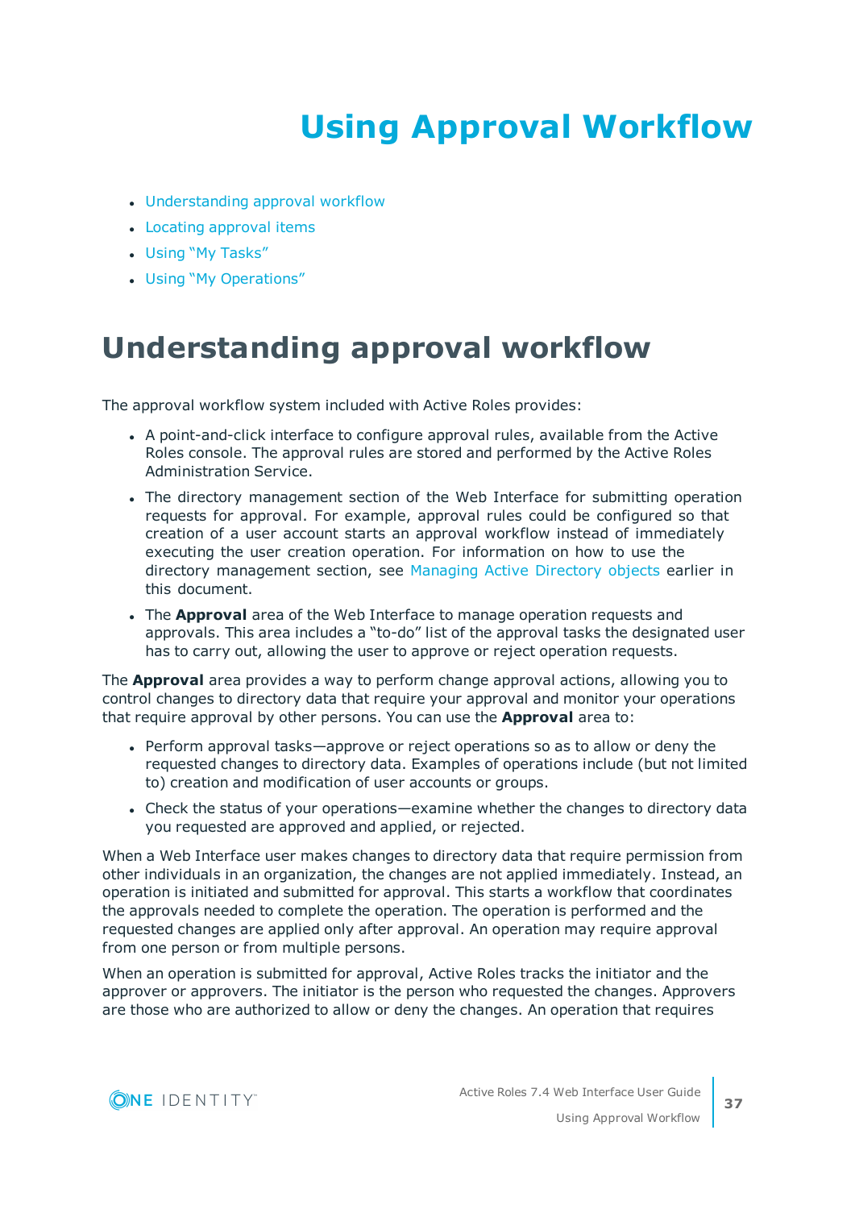# Using Approval Workflow

- Understanding approval workflow
- Locating approval items
- Using “My Tasks”
- Using “My Operations”

## Understanding approval workflow

The approval workflow system included with Active Roles provides:

- A point-and-click interface to configure approval rules, available from the Active Roles console. The approval rules are stored and performed by the Active Roles Administration Service.
- The directory management section of the Web Interface for submitting operation requests for approval. For example, approval rules could be configured so that creation of a user account starts an approval workflow instead of immediately executing the user creation operation. For information on how to use the directory management section, see Managing Active Directory objects earlier in this document.
- The **Approval** area of the Web Interface to manage operation requests and approvals. This area includes a “to-do” list of the approval tasks the designated user has to carry out, allowing the user to approve or reject operation requests.

The **Approval** area provides a way to perform change approval actions, allowing you to control changes to directory data that require your approval and monitor your operations that require approval by other persons. You can use the **Approval** area to:

- Perform approval tasks—approve or reject operations so as to allow or deny the requested changes to directory data. Examples of operations include (but not limited to) creation and modification of user accounts or groups.
- Check the status of your operations—examine whether the changes to directory data you requested are approved and applied, or rejected.

When a Web Interface user makes changes to directory data that require permission from other individuals in an organization, the changes are not applied immediately. Instead, an operation is initiated and submitted for approval. This starts a workflow that coordinates the approvals needed to complete the operation. The operation is performed and the requested changes are applied only after approval. An operation may require approval from one person or from multiple persons.

When an operation is submitted for approval, Active Roles tracks the initiator and the approver or approvers. The initiator is the person who requested the changes. Approvers are those who are authorized to allow or deny the changes. An operation that requires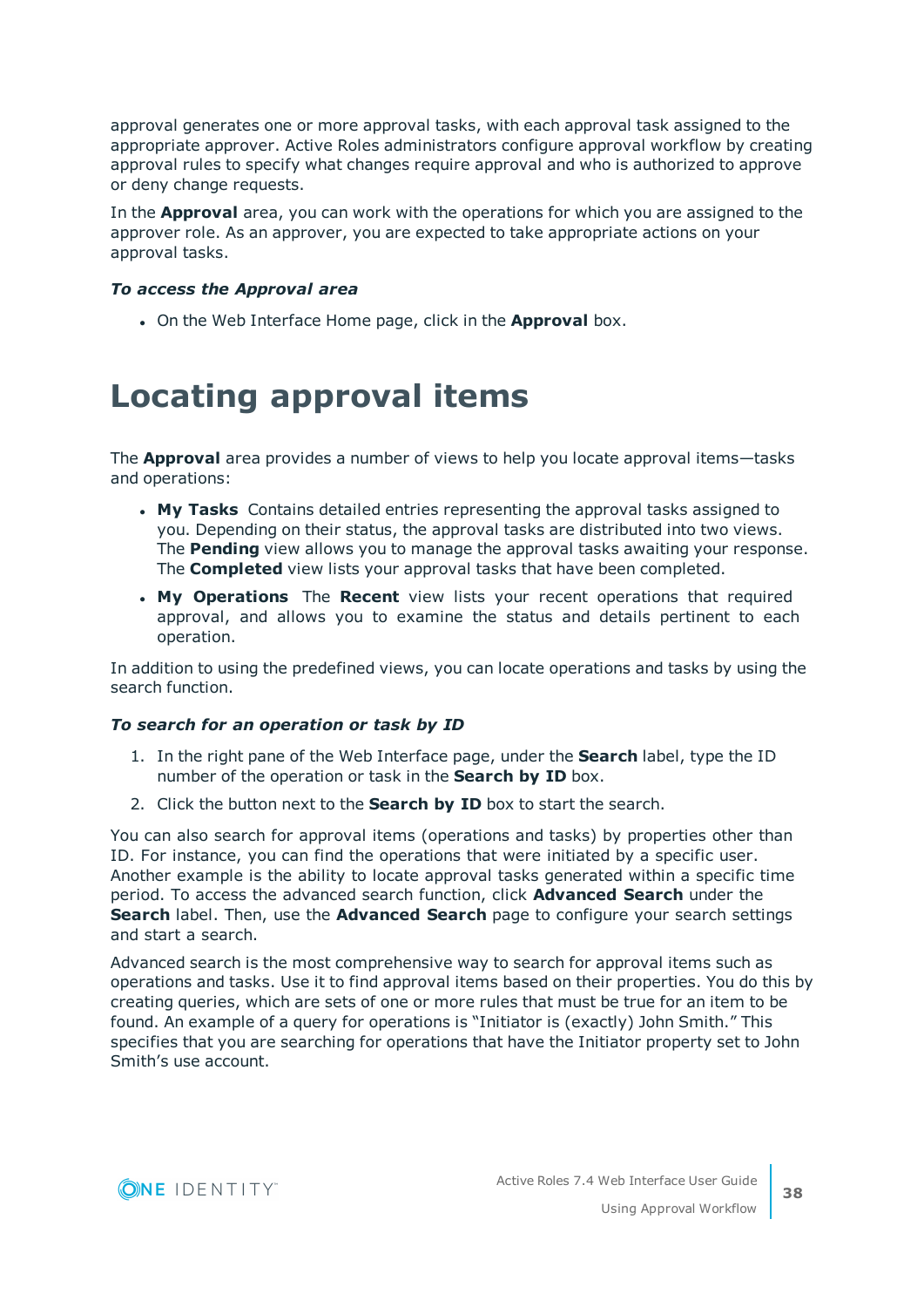approval generates one or more approval tasks, with each approval task assigned to the appropriate approver. Active Roles administrators configure approval workflow by creating approval rules to specify what changes require approval and who is authorized to approve or deny change requests.

In the **Approval** area, you can work with the operations for which you are assigned to the approver role. As an approver, you are expected to take appropriate actions on your approval tasks.

***To access the Approval area***

- On the Web Interface Home page, click in the **Approval** box.

# Locating approval items

The **Approval** area provides a number of views to help you locate approval items—tasks and operations:

- **My Tasks** Contains detailed entries representing the approval tasks assigned to you. Depending on their status, the approval tasks are distributed into two views. The **Pending** view allows you to manage the approval tasks awaiting your response. The **Completed** view lists your approval tasks that have been completed.
- **My Operations** The **Recent** view lists your recent operations that required approval, and allows you to examine the status and details pertinent to each operation.

In addition to using the predefined views, you can locate operations and tasks by using the search function.

***To search for an operation or task by ID***

1. In the right pane of the Web Interface page, under the **Search** label, type the ID number of the operation or task in the **Search by ID** box.
2. Click the button next to the **Search by ID** box to start the search.

You can also search for approval items (operations and tasks) by properties other than ID. For instance, you can find the operations that were initiated by a specific user. Another example is the ability to locate approval tasks generated within a specific time period. To access the advanced search function, click **Advanced Search** under the **Search** label. Then, use the **Advanced Search** page to configure your search settings and start a search.

Advanced search is the most comprehensive way to search for approval items such as operations and tasks. Use it to find approval items based on their properties. You do this by creating queries, which are sets of one or more rules that must be true for an item to be found. An example of a query for operations is “Initiator is (exactly) John Smith.” This specifies that you are searching for operations that have the Initiator property set to John Smith’s use account.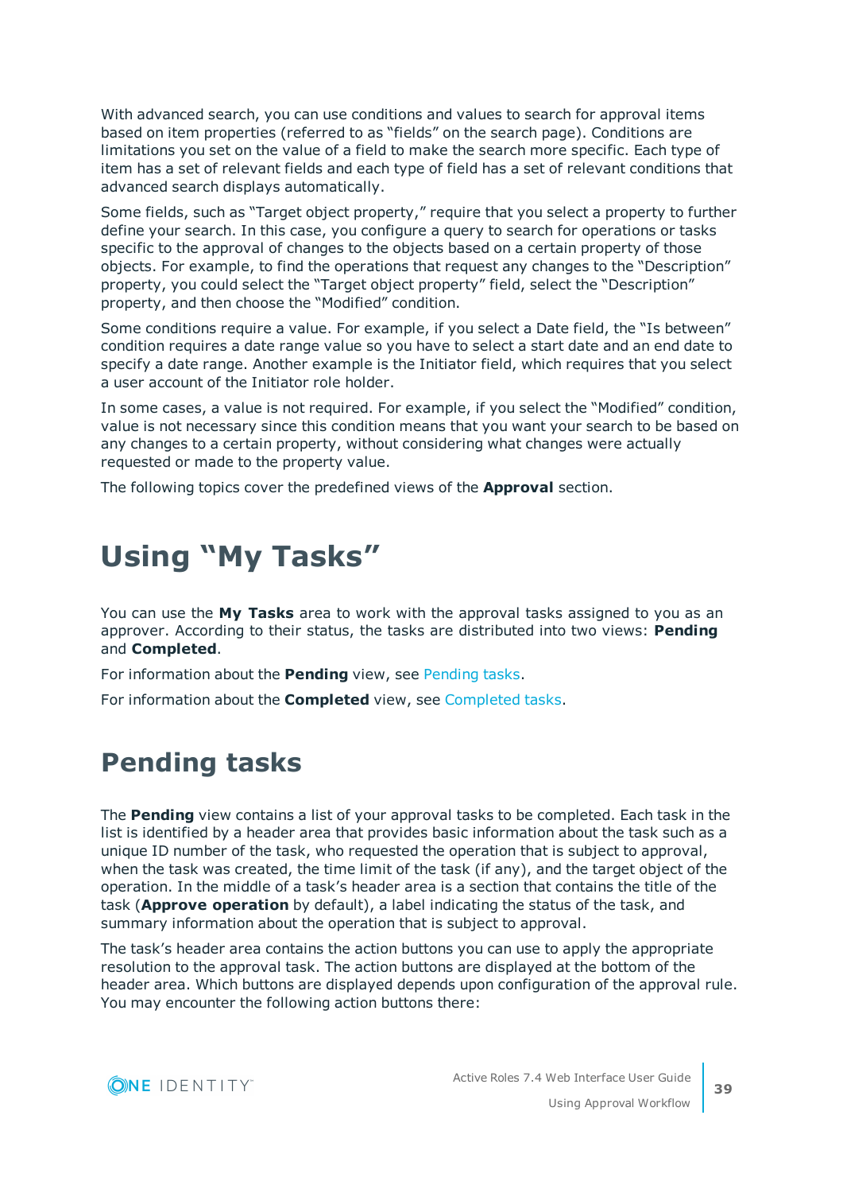With advanced search, you can use conditions and values to search for approval items based on item properties (referred to as "fields" on the search page). Conditions are limitations you set on the value of a field to make the search more specific. Each type of item has a set of relevant fields and each type of field has a set of relevant conditions that advanced search displays automatically.

Some fields, such as "Target object property," require that you select a property to further define your search. In this case, you configure a query to search for operations or tasks specific to the approval of changes to the objects based on a certain property of those objects. For example, to find the operations that request any changes to the "Description" property, you could select the "Target object property" field, select the "Description" property, and then choose the "Modified" condition.

Some conditions require a value. For example, if you select a Date field, the "Is between" condition requires a date range value so you have to select a start date and an end date to specify a date range. Another example is the Initiator field, which requires that you select a user account of the Initiator role holder.

In some cases, a value is not required. For example, if you select the "Modified" condition, value is not necessary since this condition means that you want your search to be based on any changes to a certain property, without considering what changes were actually requested or made to the property value.

The following topics cover the predefined views of the **Approval** section.

# Using "My Tasks"

You can use the **My Tasks** area to work with the approval tasks assigned to you as an approver. According to their status, the tasks are distributed into two views: **Pending** and **Completed**.

For information about the **Pending** view, see Pending tasks.

For information about the **Completed** view, see Completed tasks.

## Pending tasks

The **Pending** view contains a list of your approval tasks to be completed. Each task in the list is identified by a header area that provides basic information about the task such as a unique ID number of the task, who requested the operation that is subject to approval, when the task was created, the time limit of the task (if any), and the target object of the operation. In the middle of a task's header area is a section that contains the title of the task (**Approve operation** by default), a label indicating the status of the task, and summary information about the operation that is subject to approval.

The task's header area contains the action buttons you can use to apply the appropriate resolution to the approval task. The action buttons are displayed at the bottom of the header area. Which buttons are displayed depends upon configuration of the approval rule. You may encounter the following action buttons there: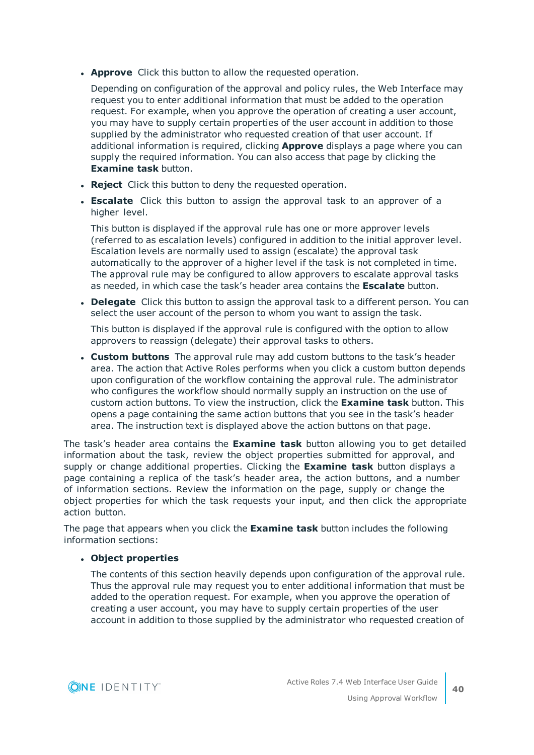- **Approve** Click this button to allow the requested operation.

  Depending on configuration of the approval and policy rules, the Web Interface may request you to enter additional information that must be added to the operation request. For example, when you approve the operation of creating a user account, you may have to supply certain properties of the user account in addition to those supplied by the administrator who requested creation of that user account. If additional information is required, clicking **Approve** displays a page where you can supply the required information. You can also access that page by clicking the **Examine task** button.

- **Reject** Click this button to deny the requested operation.
- **Escalate** Click this button to assign the approval task to an approver of a higher level.

  This button is displayed if the approval rule has one or more approver levels (referred to as escalation levels) configured in addition to the initial approver level. Escalation levels are normally used to assign (escalate) the approval task automatically to the approver of a higher level if the task is not completed in time. The approval rule may be configured to allow approvers to escalate approval tasks as needed, in which case the task's header area contains the **Escalate** button.

- **Delegate** Click this button to assign the approval task to a different person. You can select the user account of the person to whom you want to assign the task.

  This button is displayed if the approval rule is configured with the option to allow approvers to reassign (delegate) their approval tasks to others.

- **Custom buttons** The approval rule may add custom buttons to the task's header area. The action that Active Roles performs when you click a custom button depends upon configuration of the workflow containing the approval rule. The administrator who configures the workflow should normally supply an instruction on the use of custom action buttons. To view the instruction, click the **Examine task** button. This opens a page containing the same action buttons that you see in the task's header area. The instruction text is displayed above the action buttons on that page.

The task's header area contains the **Examine task** button allowing you to get detailed information about the task, review the object properties submitted for approval, and supply or change additional properties. Clicking the **Examine task** button displays a page containing a replica of the task's header area, the action buttons, and a number of information sections. Review the information on the page, supply or change the object properties for which the task requests your input, and then click the appropriate action button.

The page that appears when you click the **Examine task** button includes the following information sections:

- **Object properties**

  The contents of this section heavily depends upon configuration of the approval rule. Thus the approval rule may request you to enter additional information that must be added to the operation request. For example, when you approve the operation of creating a user account, you may have to supply certain properties of the user account in addition to those supplied by the administrator who requested creation of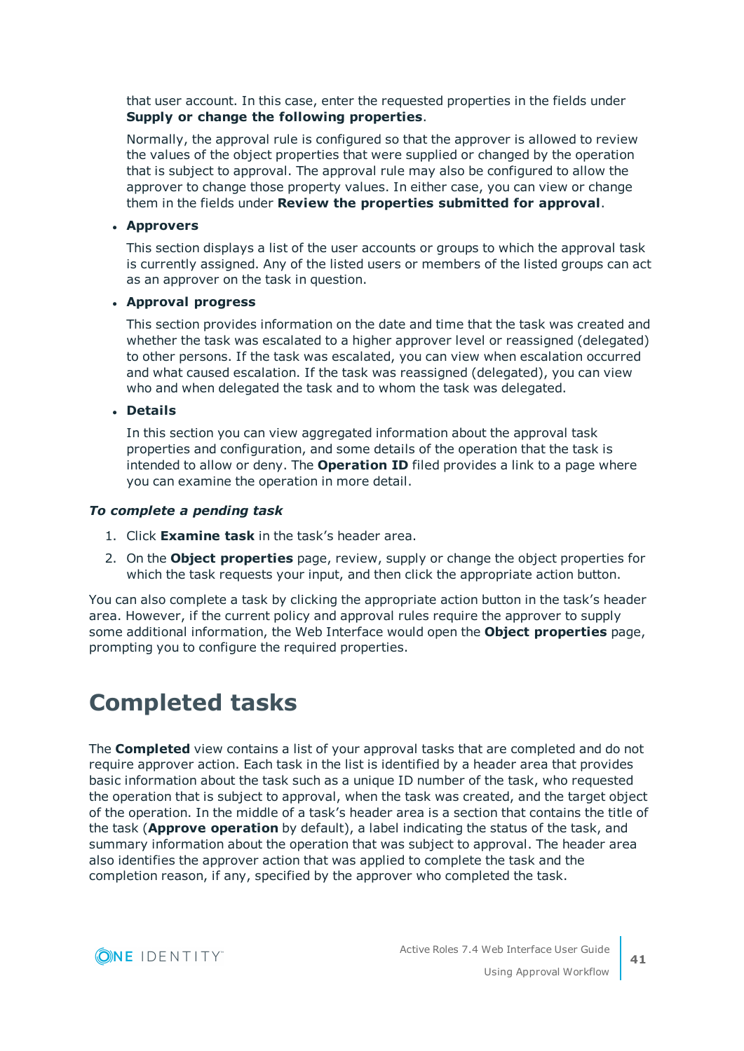that user account. In this case, enter the requested properties in the fields under **Supply or change the following properties**.

Normally, the approval rule is configured so that the approver is allowed to review the values of the object properties that were supplied or changed by the operation that is subject to approval. The approval rule may also be configured to allow the approver to change those property values. In either case, you can view or change them in the fields under **Review the properties submitted for approval**.

- **Approvers**

  This section displays a list of the user accounts or groups to which the approval task is currently assigned. Any of the listed users or members of the listed groups can act as an approver on the task in question.

- **Approval progress**

  This section provides information on the date and time that the task was created and whether the task was escalated to a higher approver level or reassigned (delegated) to other persons. If the task was escalated, you can view when escalation occurred and what caused escalation. If the task was reassigned (delegated), you can view who and when delegated the task and to whom the task was delegated.

- **Details**

  In this section you can view aggregated information about the approval task properties and configuration, and some details of the operation that the task is intended to allow or deny. The **Operation ID** filed provides a link to a page where you can examine the operation in more detail.

***To complete a pending task***

1. Click **Examine task** in the task's header area.
2. On the **Object properties** page, review, supply or change the object properties for which the task requests your input, and then click the appropriate action button.

You can also complete a task by clicking the appropriate action button in the task's header area. However, if the current policy and approval rules require the approver to supply some additional information, the Web Interface would open the **Object properties** page, prompting you to configure the required properties.

# Completed tasks

The **Completed** view contains a list of your approval tasks that are completed and do not require approver action. Each task in the list is identified by a header area that provides basic information about the task such as a unique ID number of the task, who requested the operation that is subject to approval, when the task was created, and the target object of the operation. In the middle of a task's header area is a section that contains the title of the task (**Approve operation** by default), a label indicating the status of the task, and summary information about the operation that was subject to approval. The header area also identifies the approver action that was applied to complete the task and the completion reason, if any, specified by the approver who completed the task.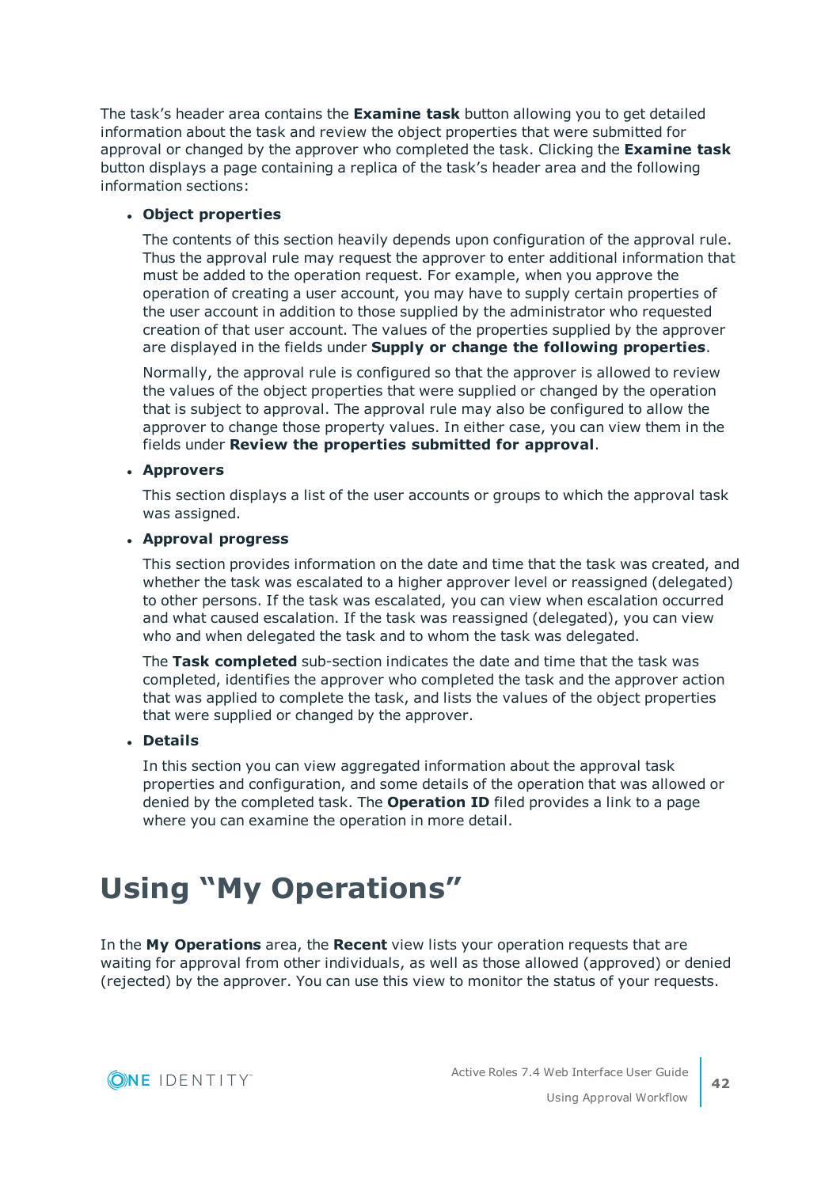The task's header area contains the **Examine task** button allowing you to get detailed information about the task and review the object properties that were submitted for approval or changed by the approver who completed the task. Clicking the **Examine task** button displays a page containing a replica of the task's header area and the following information sections:

- **Object properties**

  The contents of this section heavily depends upon configuration of the approval rule. Thus the approval rule may request the approver to enter additional information that must be added to the operation request. For example, when you approve the operation of creating a user account, you may have to supply certain properties of the user account in addition to those supplied by the administrator who requested creation of that user account. The values of the properties supplied by the approver are displayed in the fields under **Supply or change the following properties**.

  Normally, the approval rule is configured so that the approver is allowed to review the values of the object properties that were supplied or changed by the operation that is subject to approval. The approval rule may also be configured to allow the approver to change those property values. In either case, you can view them in the fields under **Review the properties submitted for approval**.

- **Approvers**

  This section displays a list of the user accounts or groups to which the approval task was assigned.

- **Approval progress**

  This section provides information on the date and time that the task was created, and whether the task was escalated to a higher approver level or reassigned (delegated) to other persons. If the task was escalated, you can view when escalation occurred and what caused escalation. If the task was reassigned (delegated), you can view who and when delegated the task and to whom the task was delegated.

  The **Task completed** sub-section indicates the date and time that the task was completed, identifies the approver who completed the task and the approver action that was applied to complete the task, and lists the values of the object properties that were supplied or changed by the approver.

- **Details**

  In this section you can view aggregated information about the approval task properties and configuration, and some details of the operation that was allowed or denied by the completed task. The **Operation ID** filed provides a link to a page where you can examine the operation in more detail.

# Using "My Operations"

In the **My Operations** area, the **Recent** view lists your operation requests that are waiting for approval from other individuals, as well as those allowed (approved) or denied (rejected) by the approver. You can use this view to monitor the status of your requests.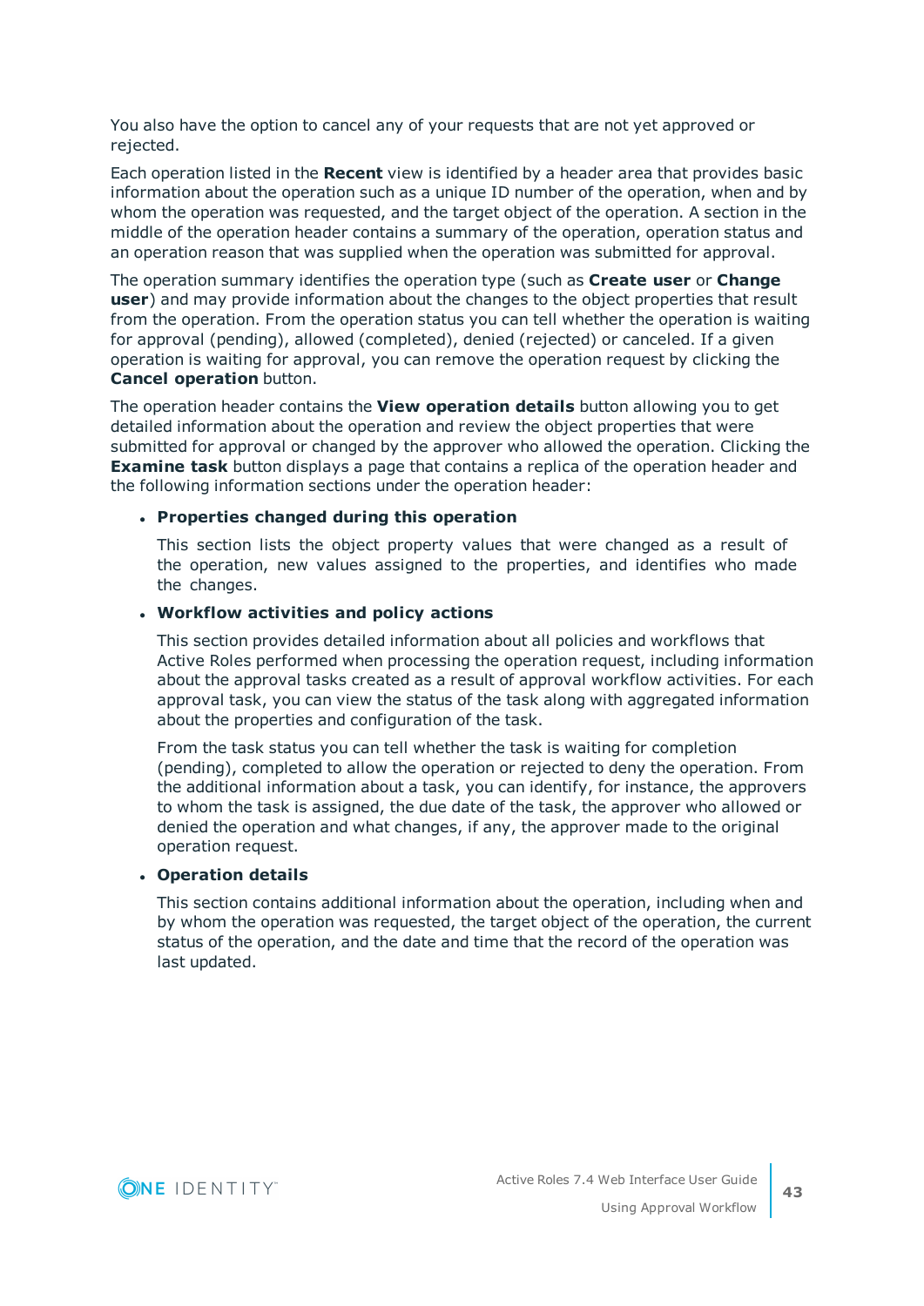You also have the option to cancel any of your requests that are not yet approved or rejected.

Each operation listed in the **Recent** view is identified by a header area that provides basic information about the operation such as a unique ID number of the operation, when and by whom the operation was requested, and the target object of the operation. A section in the middle of the operation header contains a summary of the operation, operation status and an operation reason that was supplied when the operation was submitted for approval.

The operation summary identifies the operation type (such as **Create user** or **Change user**) and may provide information about the changes to the object properties that result from the operation. From the operation status you can tell whether the operation is waiting for approval (pending), allowed (completed), denied (rejected) or canceled. If a given operation is waiting for approval, you can remove the operation request by clicking the **Cancel operation** button.

The operation header contains the **View operation details** button allowing you to get detailed information about the operation and review the object properties that were submitted for approval or changed by the approver who allowed the operation. Clicking the **Examine task** button displays a page that contains a replica of the operation header and the following information sections under the operation header:

- **Properties changed during this operation**

  This section lists the object property values that were changed as a result of the operation, new values assigned to the properties, and identifies who made the changes.

- **Workflow activities and policy actions**

  This section provides detailed information about all policies and workflows that Active Roles performed when processing the operation request, including information about the approval tasks created as a result of approval workflow activities. For each approval task, you can view the status of the task along with aggregated information about the properties and configuration of the task.

  From the task status you can tell whether the task is waiting for completion (pending), completed to allow the operation or rejected to deny the operation. From the additional information about a task, you can identify, for instance, the approvers to whom the task is assigned, the due date of the task, the approver who allowed or denied the operation and what changes, if any, the approver made to the original operation request.

- **Operation details**

  This section contains additional information about the operation, including when and by whom the operation was requested, the target object of the operation, the current status of the operation, and the date and time that the record of the operation was last updated.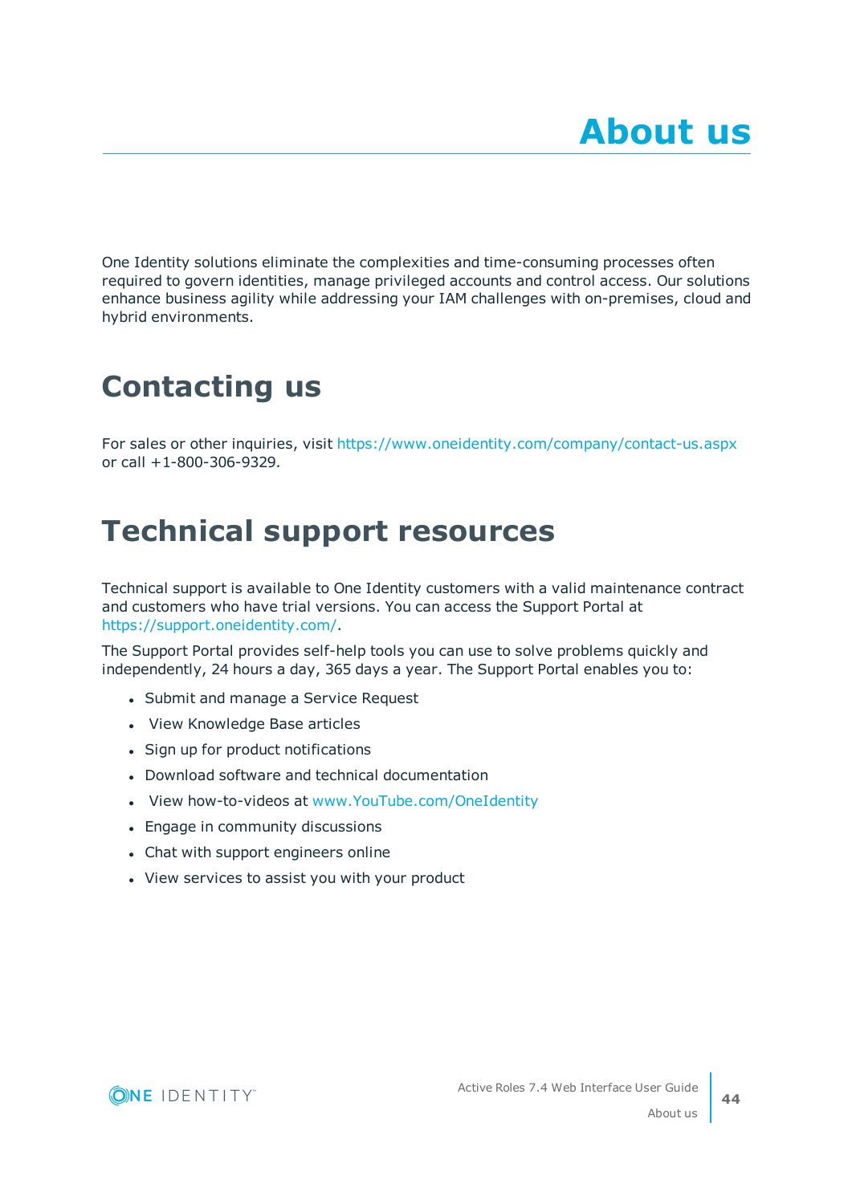# About us

One Identity solutions eliminate the complexities and time-consuming processes often required to govern identities, manage privileged accounts and control access. Our solutions enhance business agility while addressing your IAM challenges with on-premises, cloud and hybrid environments.

# Contacting us

For sales or other inquiries, visit https://www.oneidentity.com/company/contact-us.aspx or call +1-800-306-9329.

# Technical support resources

Technical support is available to One Identity customers with a valid maintenance contract and customers who have trial versions. You can access the Support Portal at https://support.oneidentity.com/.

The Support Portal provides self-help tools you can use to solve problems quickly and independently, 24 hours a day, 365 days a year. The Support Portal enables you to:

- Submit and manage a Service Request
- View Knowledge Base articles
- Sign up for product notifications
- Download software and technical documentation
- View how-to-videos at www.YouTube.com/OneIdentity
- Engage in community discussions
- Chat with support engineers online
- View services to assist you with your product